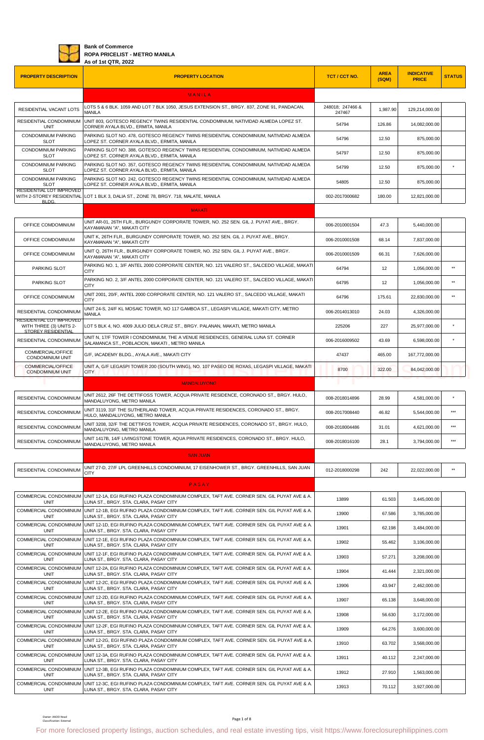**Bank of Commerce**
**ROPA PRICELIST - METRO MANILA**
**As of 1st QTR, 2022**

| PROPERTY DESCRIPTION | PROPERTY LOCATION | TCT / CCT NO. | AREA (SQM) | INDICATIVE PRICE | STATUS |
|---|---|---|---|---|---|
| | **MANILA** | | | | |
| RESIDENTIAL VACANT LOTS | LOTS 5 & 6 BLK. 1059 AND LOT 7 BLK 1050, JESUS EXTENSION ST., BRGY. 837, ZONE 91, PANDACAN, MANILA | 248018; 247466 & 247467 | 1,987.90 | 129,214,000.00 | |
| RESIDENTIAL CONDOMINIUM UNIT | UNIT 803, GOTESCO REGENCY TWINS RESIDENTIAL CONDOMINIUM, NATIVIDAD ALMEDA LOPEZ ST. CORNER AYALA BLVD., ERMITA, MANILA | 54794 | 126.86 | 14,082,000.00 | |
| CONDOMINIUM PARKING SLOT | PARKING SLOT NO. 478, GOTESCO REGENCY TWINS RESIDENTIAL CONDOMINIUM, NATIVIDAD ALMEDA LOPEZ ST. CORNER AYALA BLVD., ERMITA, MANILA | 54796 | 12.50 | 875,000.00 | |
| CONDOMINIUM PARKING SLOT | PARKING SLOT NO. 388, GOTESCO REGENCY TWINS RESIDENTIAL CONDOMINIUM, NATIVIDAD ALMEDA LOPEZ ST. CORNER AYALA BLVD., ERMITA, MANILA | 54797 | 12.50 | 875,000.00 | |
| CONDOMINIUM PARKING SLOT | PARKING SLOT NO. 357, GOTESCO REGENCY TWINS RESIDENTIAL CONDOMINIUM, NATIVIDAD ALMEDA LOPEZ ST. CORNER AYALA BLVD., ERMITA, MANILA | 54799 | 12.50 | 875,000.00 | * |
| CONDOMINIUM PARKING SLOT | PARKING SLOT NO. 242, GOTESCO REGENCY TWINS RESIDENTIAL CONDOMINIUM, NATIVIDAD ALMEDA LOPEZ ST. CORNER AYALA BLVD., ERMITA, MANILA | 54805 | 12.50 | 875,000.00 | |
| RESIDENTIAL LOT IMPROVED WITH 2-STOREY RESIDENTIAL BLDG. | LOT 1 BLK 3, DALIA ST., ZONE 78, BRGY. 718, MALATE, MANILA | 002-2017000682 | 180.00 | 12,821,000.00 | |
| | **MAKATI** | | | | |
| OFFICE COMDOMINIUM | UNIT AR-01, 26TH FLR., BURGUNDY CORPORATE TOWER, NO. 252 SEN. GIL J. PUYAT AVE., BRGY. KAYAMANAN "A", MAKATI CITY | 006-2010001504 | 47.3 | 5,440,000.00 | |
| OFFICE COMDOMINIUM | UNIT K, 26TH FLR., BURGUNDY CORPORATE TOWER, NO. 252 SEN. GIL J. PUYAT AVE., BRGY. KAYAMANAN "A", MAKATI CITY | 006-2010001508 | 68.14 | 7,837,000.00 | |
| OFFICE COMDOMINIUM | UNIT Q, 26TH FLR., BURGUNDY CORPORATE TOWER, NO. 252 SEN. GIL J. PUYAT AVE., BRGY. KAYAMANAN "A", MAKATI CITY | 006-2010001509 | 66.31 | 7,626,000.00 | |
| PARKING SLOT | PARKING NO. 1, 3/F ANTEL 2000 CORPORATE CENTER, NO. 121 VALERO ST., SALCEDO VILLAGE, MAKATI CITY | 64794 | 12 | 1,056,000.00 | ** |
| PARKING SLOT | PARKING NO. 2, 3/F ANTEL 2000 CORPORATE CENTER, NO. 121 VALERO ST., SALCEDO VILLAGE, MAKATI CITY | 64795 | 12 | 1,056,000.00 | ** |
| OFFICE CONDOMINIUM | UNIT 2001, 20/F, ANTEL 2000 CORPORATE CENTER, NO. 121 VALERO ST., SALCEDO VILLAGE, MAKATI CITY | 64796 | 175.61 | 22,830,000.00 | ** |
| RESIDENTIAL CONDOMINIUM | UNIT 24-S, 24/F KL MOSAIC TOWER, NO 117 GAMBOA ST., LEGASPI VILLAGE, MAKATI CITY, METRO MANILA | 006-2014013010 | 24.03 | 4,326,000.00 | |
| RESIDENTIAL LOT IMPROVED WITH THREE (3) UNITS 2-STOREY RESIDENTIAL | LOT 5 BLK 4, NO. 4009 JULIO DELA CRUZ ST., BRGY. PALANAN, MAKATI, METRO MANILA | 225206 | 227 | 25,977,000.00 | * |
| RESIDENTIAL CONDOMINIUM | UNIT N, 17/F TOWER I CONDOMINIUM, THE A VENUE RESIDENCES, GENERAL LUNA ST. CORNER SALAMANCA ST., POBLACION, MAKATI , METRO MANILA | 006-2016009502 | 43.69 | 6,598,000.00 | * |
| COMMERCIAL/OFFICE CONDOMINIUM UNIT | G/F, IACADEMY BLDG., AYALA AVE., MAKATI CITY | 47437 | 465.00 | 167,772,000.00 | |
| COMMERCIAL/OFFICE CONDOMINIUM UNIT | UNIT A, G/F LEGASPI TOWER 200 (SOUTH WING), NO. 107 PASEO DE ROXAS, LEGASPI VILLAGE, MAKATI CITY | 8700 | 322.00 | 84,042,000.00 | |
| | **MANDALUYONG** | | | | |
| RESIDENTIAL CONDOMINIUM | UNIT 2612, 26F THE DETTIFOSS TOWER, ACQUA PRIVATE RESIDENCE, CORONADO ST., BRGY. HULO, MANDALUYONG, METRO MANILA | 008-2018014896 | 28.99 | 4,581,000.00 | * |
| RESIDENTIAL CONDOMINIUM | UNIT 3119, 31F THE SUTHERLAND TOWER, ACQUA PRIVATE RESIDENCES, CORONADO ST., BRGY. HULO, MANDALUYONG, METRO MANILA | 008-2017008440 | 46.82 | 5,544,000.00 | *** |
| RESIDENTIAL CONDOMINIUM | UNIT 3208, 32/F THE DETTIFOS TOWER, ACQUA PRIVATE RESIDENCES, CORONADO ST., BRGY. HULO, MANDALUYONG, METRO MANILA | 008-2018004486 | 31.01 | 4,621,000.00 | *** |
| RESIDENTIAL CONDOMINIUM | UNIT 1417B, 14/F LIVINGSTONE TOWER, AQUA PRIVATE RESIDENCES, CORONADO ST., BRGY. HULO, MANDALUYONG, METRO MANILA | 008-2018016100 | 28.1 | 3,794,000.00 | *** |
| | **SAN JUAN** | | | | |
| RESIDENTIAL CONDOMINIUM | UNIT 27-D, 27/F LPL GREENHILLS CONDOMINIUM, 17 EISENHOWER ST., BRGY. GREENHILLS, SAN JUAN CITY | 012-2018000298 | 242 | 22,022,000.00 | ** |
| | **PASAY** | | | | |
| COMMERCIAL CONDOMINIUM UNIT | UNIT 12-1A, EGI RUFINO PLAZA CONDOMINIUM COMPLEX, TAFT AVE. CORNER SEN. GIL PUYAT AVE & A. LUNA ST., BRGY. STA. CLARA, PASAY CITY | 13899 | 61.503 | 3,445,000.00 | |
| COMMERCIAL CONDOMINIUM UNIT | UNIT 12-1B, EGI RUFINO PLAZA CONDOMINIUM COMPLEX, TAFT AVE. CORNER SEN. GIL PUYAT AVE & A. LUNA ST., BRGY. STA. CLARA, PASAY CITY | 13900 | 67.586 | 3,785,000.00 | |
| COMMERCIAL CONDOMINIUM UNIT | UNIT 12-1D, EGI RUFINO PLAZA CONDOMINIUM COMPLEX, TAFT AVE. CORNER SEN. GIL PUYAT AVE & A. LUNA ST., BRGY. STA. CLARA, PASAY CITY | 13901 | 62.198 | 3,484,000.00 | |
| COMMERCIAL CONDOMINIUM UNIT | UNIT 12-1E, EGI RUFINO PLAZA CONDOMINIUM COMPLEX, TAFT AVE. CORNER SEN. GIL PUYAT AVE & A. LUNA ST., BRGY. STA. CLARA, PASAY CITY | 13902 | 55.462 | 3,106,000.00 | |
| COMMERCIAL CONDOMINIUM UNIT | UNIT 12-1F, EGI RUFINO PLAZA CONDOMINIUM COMPLEX, TAFT AVE. CORNER SEN. GIL PUYAT AVE & A. LUNA ST., BRGY. STA. CLARA, PASAY CITY | 13903 | 57.271 | 3,208,000.00 | |
| COMMERCIAL CONDOMINIUM UNIT | UNIT 12-2A, EGI RUFINO PLAZA CONDOMINIUM COMPLEX, TAFT AVE. CORNER SEN. GIL PUYAT AVE & A. LUNA ST., BRGY. STA. CLARA, PASAY CITY | 13904 | 41.444 | 2,321,000.00 | |
| COMMERCIAL CONDOMINIUM UNIT | UNIT 12-2C, EGI RUFINO PLAZA CONDOMINIUM COMPLEX, TAFT AVE. CORNER SEN. GIL PUYAT AVE & A. LUNA ST., BRGY. STA. CLARA, PASAY CITY | 13906 | 43.947 | 2,462,000.00 | |
| COMMERCIAL CONDOMINIUM UNIT | UNIT 12-2D, EGI RUFINO PLAZA CONDOMINIUM COMPLEX, TAFT AVE. CORNER SEN. GIL PUYAT AVE & A. LUNA ST., BRGY. STA. CLARA, PASAY CITY | 13907 | 65.138 | 3,648,000.00 | |
| COMMERCIAL CONDOMINIUM UNIT | UNIT 12-2E, EGI RUFINO PLAZA CONDOMINIUM COMPLEX, TAFT AVE. CORNER SEN. GIL PUYAT AVE & A. LUNA ST., BRGY. STA. CLARA, PASAY CITY | 13908 | 56.630 | 3,172,000.00 | |
| COMMERCIAL CONDOMINIUM UNIT | UNIT 12-2F, EGI RUFINO PLAZA CONDOMINIUM COMPLEX, TAFT AVE. CORNER SEN. GIL PUYAT AVE & A. LUNA ST., BRGY. STA. CLARA, PASAY CITY | 13909 | 64.276 | 3,600,000.00 | |
| COMMERCIAL CONDOMINIUM UNIT | UNIT 12-2G, EGI RUFINO PLAZA CONDOMINIUM COMPLEX, TAFT AVE. CORNER SEN. GIL PUYAT AVE & A. LUNA ST., BRGY. STA. CLARA, PASAY CITY | 13910 | 63.702 | 3,568,000.00 | |
| COMMERCIAL CONDOMINIUM UNIT | UNIT 12-3A, EGI RUFINO PLAZA CONDOMINIUM COMPLEX, TAFT AVE. CORNER SEN. GIL PUYAT AVE & A. LUNA ST., BRGY. STA. CLARA, PASAY CITY | 13911 | 40.112 | 2,247,000.00 | |
| COMMERCIAL CONDOMINIUM UNIT | UNIT 12-3B, EGI RUFINO PLAZA CONDOMINIUM COMPLEX, TAFT AVE. CORNER SEN. GIL PUYAT AVE & A. LUNA ST., BRGY. STA. CLARA, PASAY CITY | 13912 | 27.910 | 1,563,000.00 | |
| COMMERCIAL CONDOMINIUM UNIT | UNIT 12-3C, EGI RUFINO PLAZA CONDOMINIUM COMPLEX, TAFT AVE. CORNER SEN. GIL PUYAT AVE & A. LUNA ST., BRGY. STA. CLARA, PASAY CITY | 13913 | 70.112 | 3,927,000.00 | |

Owner: AAOD Head
Classification: External

For more foreclosed property listings, auction schedules, and real estate investing tips, visit https://www.foreclosurephilippines.com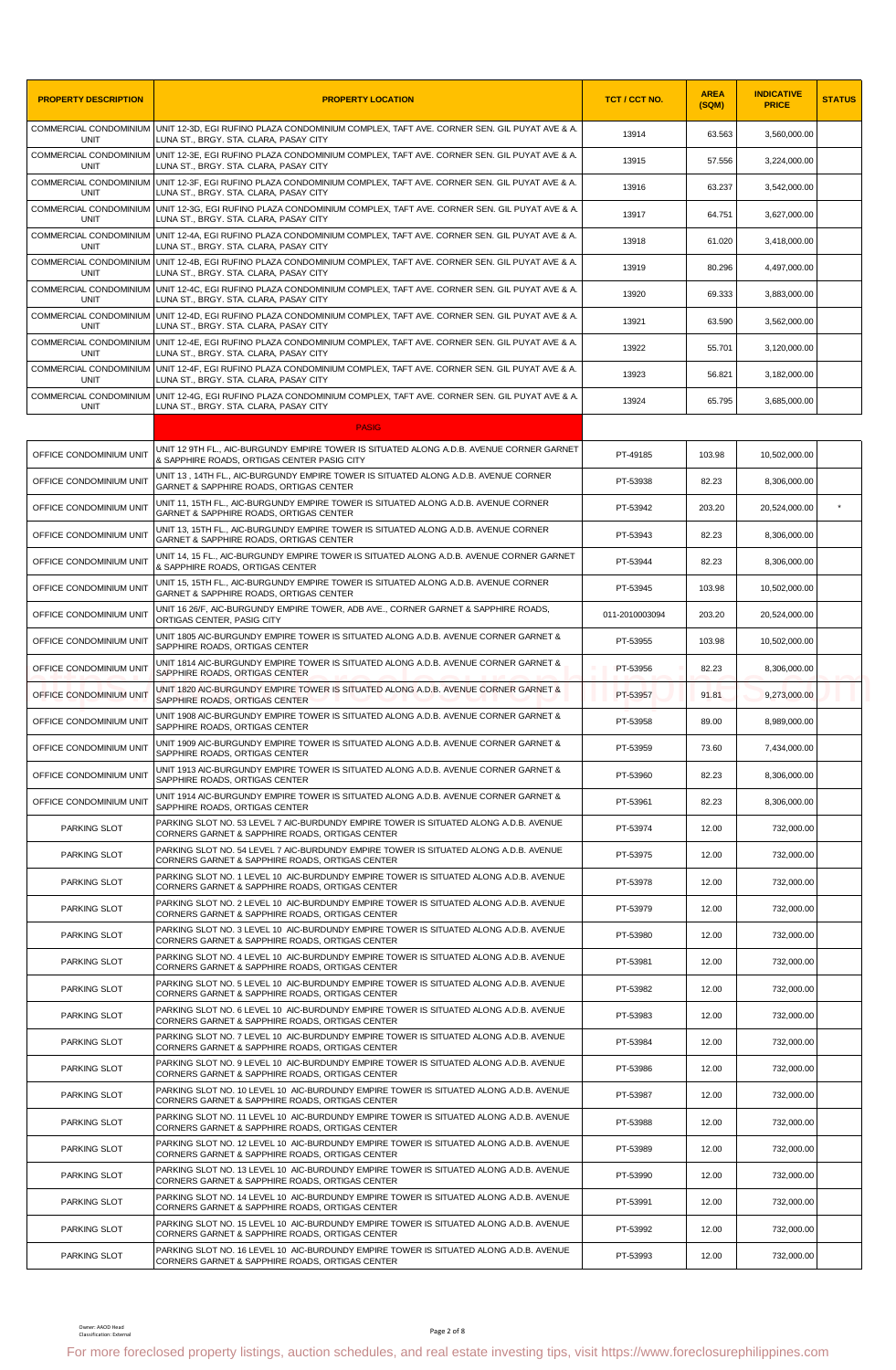| PROPERTY DESCRIPTION | PROPERTY LOCATION | TCT / CCT NO. | AREA (SQM) | INDICATIVE PRICE | STATUS |
|---|---|---|---|---|---|
| COMMERCIAL CONDOMINIUM UNIT | UNIT 12-3D, EGI RUFINO PLAZA CONDOMINIUM COMPLEX, TAFT AVE. CORNER SEN. GIL PUYAT AVE & A. LUNA ST., BRGY. STA. CLARA, PASAY CITY | 13914 | 63.563 | 3,560,000.00 | |
| COMMERCIAL CONDOMINIUM UNIT | UNIT 12-3E, EGI RUFINO PLAZA CONDOMINIUM COMPLEX, TAFT AVE. CORNER SEN. GIL PUYAT AVE & A. LUNA ST., BRGY. STA. CLARA, PASAY CITY | 13915 | 57.556 | 3,224,000.00 | |
| COMMERCIAL CONDOMINIUM UNIT | UNIT 12-3F, EGI RUFINO PLAZA CONDOMINIUM COMPLEX, TAFT AVE. CORNER SEN. GIL PUYAT AVE & A. LUNA ST., BRGY. STA. CLARA, PASAY CITY | 13916 | 63.237 | 3,542,000.00 | |
| COMMERCIAL CONDOMINIUM UNIT | UNIT 12-3G, EGI RUFINO PLAZA CONDOMINIUM COMPLEX, TAFT AVE. CORNER SEN. GIL PUYAT AVE & A. LUNA ST., BRGY. STA. CLARA, PASAY CITY | 13917 | 64.751 | 3,627,000.00 | |
| COMMERCIAL CONDOMINIUM UNIT | UNIT 12-4A, EGI RUFINO PLAZA CONDOMINIUM COMPLEX, TAFT AVE. CORNER SEN. GIL PUYAT AVE & A. LUNA ST., BRGY. STA. CLARA, PASAY CITY | 13918 | 61.020 | 3,418,000.00 | |
| COMMERCIAL CONDOMINIUM UNIT | UNIT 12-4B, EGI RUFINO PLAZA CONDOMINIUM COMPLEX, TAFT AVE. CORNER SEN. GIL PUYAT AVE & A. LUNA ST., BRGY. STA. CLARA, PASAY CITY | 13919 | 80.296 | 4,497,000.00 | |
| COMMERCIAL CONDOMINIUM UNIT | UNIT 12-4C, EGI RUFINO PLAZA CONDOMINIUM COMPLEX, TAFT AVE. CORNER SEN. GIL PUYAT AVE & A. LUNA ST., BRGY. STA. CLARA, PASAY CITY | 13920 | 69.333 | 3,883,000.00 | |
| COMMERCIAL CONDOMINIUM UNIT | UNIT 12-4D, EGI RUFINO PLAZA CONDOMINIUM COMPLEX, TAFT AVE. CORNER SEN. GIL PUYAT AVE & A. LUNA ST., BRGY. STA. CLARA, PASAY CITY | 13921 | 63.590 | 3,562,000.00 | |
| COMMERCIAL CONDOMINIUM UNIT | UNIT 12-4E, EGI RUFINO PLAZA CONDOMINIUM COMPLEX, TAFT AVE. CORNER SEN. GIL PUYAT AVE & A. LUNA ST., BRGY. STA. CLARA, PASAY CITY | 13922 | 55.701 | 3,120,000.00 | |
| COMMERCIAL CONDOMINIUM UNIT | UNIT 12-4F, EGI RUFINO PLAZA CONDOMINIUM COMPLEX, TAFT AVE. CORNER SEN. GIL PUYAT AVE & A. LUNA ST., BRGY. STA. CLARA, PASAY CITY | 13923 | 56.821 | 3,182,000.00 | |
| COMMERCIAL CONDOMINIUM UNIT | UNIT 12-4G, EGI RUFINO PLAZA CONDOMINIUM COMPLEX, TAFT AVE. CORNER SEN. GIL PUYAT AVE & A. LUNA ST., BRGY. STA. CLARA, PASAY CITY | 13924 | 65.795 | 3,685,000.00 | |
| | **PASIG** | | | | |
| OFFICE CONDOMINIUM UNIT | UNIT 12 9TH FL., AIC-BURGUNDY EMPIRE TOWER IS SITUATED ALONG A.D.B. AVENUE CORNER GARNET & SAPPHIRE ROADS, ORTIGAS CENTER PASIG CITY | PT-49185 | 103.98 | 10,502,000.00 | |
| OFFICE CONDOMINIUM UNIT | UNIT 13 , 14TH FL., AIC-BURGUNDY EMPIRE TOWER IS SITUATED ALONG A.D.B. AVENUE CORNER GARNET & SAPPHIRE ROADS, ORTIGAS CENTER | PT-53938 | 82.23 | 8,306,000.00 | |
| OFFICE CONDOMINIUM UNIT | UNIT 11, 15TH FL., AIC-BURGUNDY EMPIRE TOWER IS SITUATED ALONG A.D.B. AVENUE CORNER GARNET & SAPPHIRE ROADS, ORTIGAS CENTER | PT-53942 | 203.20 | 20,524,000.00 | * |
| OFFICE CONDOMINIUM UNIT | UNIT 13, 15TH FL., AIC-BURGUNDY EMPIRE TOWER IS SITUATED ALONG A.D.B. AVENUE CORNER GARNET & SAPPHIRE ROADS, ORTIGAS CENTER | PT-53943 | 82.23 | 8,306,000.00 | |
| OFFICE CONDOMINIUM UNIT | UNIT 14, 15 FL., AIC-BURGUNDY EMPIRE TOWER IS SITUATED ALONG A.D.B. AVENUE CORNER GARNET & SAPPHIRE ROADS, ORTIGAS CENTER | PT-53944 | 82.23 | 8,306,000.00 | |
| OFFICE CONDOMINIUM UNIT | UNIT 15, 15TH FL., AIC-BURGUNDY EMPIRE TOWER IS SITUATED ALONG A.D.B. AVENUE CORNER GARNET & SAPPHIRE ROADS, ORTIGAS CENTER | PT-53945 | 103.98 | 10,502,000.00 | |
| OFFICE CONDOMINIUM UNIT | UNIT 16 26/F, AIC-BURGUNDY EMPIRE TOWER, ADB AVE., CORNER GARNET & SAPPHIRE ROADS, ORTIGAS CENTER, PASIG CITY | 011-2010003094 | 203.20 | 20,524,000.00 | |
| OFFICE CONDOMINIUM UNIT | UNIT 1805 AIC-BURGUNDY EMPIRE TOWER IS SITUATED ALONG A.D.B. AVENUE CORNER GARNET & SAPPHIRE ROADS, ORTIGAS CENTER | PT-53955 | 103.98 | 10,502,000.00 | |
| OFFICE CONDOMINIUM UNIT | UNIT 1814 AIC-BURGUNDY EMPIRE TOWER IS SITUATED ALONG A.D.B. AVENUE CORNER GARNET & SAPPHIRE ROADS, ORTIGAS CENTER | PT-53956 | 82.23 | 8,306,000.00 | |
| OFFICE CONDOMINIUM UNIT | UNIT 1820 AIC-BURGUNDY EMPIRE TOWER IS SITUATED ALONG A.D.B. AVENUE CORNER GARNET & SAPPHIRE ROADS, ORTIGAS CENTER | PT-53957 | 91.81 | 9,273,000.00 | |
| OFFICE CONDOMINIUM UNIT | UNIT 1908 AIC-BURGUNDY EMPIRE TOWER IS SITUATED ALONG A.D.B. AVENUE CORNER GARNET & SAPPHIRE ROADS, ORTIGAS CENTER | PT-53958 | 89.00 | 8,989,000.00 | |
| OFFICE CONDOMINIUM UNIT | UNIT 1909 AIC-BURGUNDY EMPIRE TOWER IS SITUATED ALONG A.D.B. AVENUE CORNER GARNET & SAPPHIRE ROADS, ORTIGAS CENTER | PT-53959 | 73.60 | 7,434,000.00 | |
| OFFICE CONDOMINIUM UNIT | UNIT 1913 AIC-BURGUNDY EMPIRE TOWER IS SITUATED ALONG A.D.B. AVENUE CORNER GARNET & SAPPHIRE ROADS, ORTIGAS CENTER | PT-53960 | 82.23 | 8,306,000.00 | |
| OFFICE CONDOMINIUM UNIT | UNIT 1914 AIC-BURGUNDY EMPIRE TOWER IS SITUATED ALONG A.D.B. AVENUE CORNER GARNET & SAPPHIRE ROADS, ORTIGAS CENTER | PT-53961 | 82.23 | 8,306,000.00 | |
| PARKING SLOT | PARKING SLOT NO. 53 LEVEL 7 AIC-BURDUNDY EMPIRE TOWER IS SITUATED ALONG A.D.B. AVENUE CORNERS GARNET & SAPPHIRE ROADS, ORTIGAS CENTER | PT-53974 | 12.00 | 732,000.00 | |
| PARKING SLOT | PARKING SLOT NO. 54 LEVEL 7 AIC-BURDUNDY EMPIRE TOWER IS SITUATED ALONG A.D.B. AVENUE CORNERS GARNET & SAPPHIRE ROADS, ORTIGAS CENTER | PT-53975 | 12.00 | 732,000.00 | |
| PARKING SLOT | PARKING SLOT NO. 1 LEVEL 10 AIC-BURDUNDY EMPIRE TOWER IS SITUATED ALONG A.D.B. AVENUE CORNERS GARNET & SAPPHIRE ROADS, ORTIGAS CENTER | PT-53978 | 12.00 | 732,000.00 | |
| PARKING SLOT | PARKING SLOT NO. 2 LEVEL 10 AIC-BURDUNDY EMPIRE TOWER IS SITUATED ALONG A.D.B. AVENUE CORNERS GARNET & SAPPHIRE ROADS, ORTIGAS CENTER | PT-53979 | 12.00 | 732,000.00 | |
| PARKING SLOT | PARKING SLOT NO. 3 LEVEL 10 AIC-BURDUNDY EMPIRE TOWER IS SITUATED ALONG A.D.B. AVENUE CORNERS GARNET & SAPPHIRE ROADS, ORTIGAS CENTER | PT-53980 | 12.00 | 732,000.00 | |
| PARKING SLOT | PARKING SLOT NO. 4 LEVEL 10 AIC-BURDUNDY EMPIRE TOWER IS SITUATED ALONG A.D.B. AVENUE CORNERS GARNET & SAPPHIRE ROADS, ORTIGAS CENTER | PT-53981 | 12.00 | 732,000.00 | |
| PARKING SLOT | PARKING SLOT NO. 5 LEVEL 10 AIC-BURDUNDY EMPIRE TOWER IS SITUATED ALONG A.D.B. AVENUE CORNERS GARNET & SAPPHIRE ROADS, ORTIGAS CENTER | PT-53982 | 12.00 | 732,000.00 | |
| PARKING SLOT | PARKING SLOT NO. 6 LEVEL 10 AIC-BURDUNDY EMPIRE TOWER IS SITUATED ALONG A.D.B. AVENUE CORNERS GARNET & SAPPHIRE ROADS, ORTIGAS CENTER | PT-53983 | 12.00 | 732,000.00 | |
| PARKING SLOT | PARKING SLOT NO. 7 LEVEL 10 AIC-BURDUNDY EMPIRE TOWER IS SITUATED ALONG A.D.B. AVENUE CORNERS GARNET & SAPPHIRE ROADS, ORTIGAS CENTER | PT-53984 | 12.00 | 732,000.00 | |
| PARKING SLOT | PARKING SLOT NO. 9 LEVEL 10 AIC-BURDUNDY EMPIRE TOWER IS SITUATED ALONG A.D.B. AVENUE CORNERS GARNET & SAPPHIRE ROADS, ORTIGAS CENTER | PT-53986 | 12.00 | 732,000.00 | |
| PARKING SLOT | PARKING SLOT NO. 10 LEVEL 10 AIC-BURDUNDY EMPIRE TOWER IS SITUATED ALONG A.D.B. AVENUE CORNERS GARNET & SAPPHIRE ROADS, ORTIGAS CENTER | PT-53987 | 12.00 | 732,000.00 | |
| PARKING SLOT | PARKING SLOT NO. 11 LEVEL 10 AIC-BURDUNDY EMPIRE TOWER IS SITUATED ALONG A.D.B. AVENUE CORNERS GARNET & SAPPHIRE ROADS, ORTIGAS CENTER | PT-53988 | 12.00 | 732,000.00 | |
| PARKING SLOT | PARKING SLOT NO. 12 LEVEL 10 AIC-BURDUNDY EMPIRE TOWER IS SITUATED ALONG A.D.B. AVENUE CORNERS GARNET & SAPPHIRE ROADS, ORTIGAS CENTER | PT-53989 | 12.00 | 732,000.00 | |
| PARKING SLOT | PARKING SLOT NO. 13 LEVEL 10 AIC-BURDUNDY EMPIRE TOWER IS SITUATED ALONG A.D.B. AVENUE CORNERS GARNET & SAPPHIRE ROADS, ORTIGAS CENTER | PT-53990 | 12.00 | 732,000.00 | |
| PARKING SLOT | PARKING SLOT NO. 14 LEVEL 10 AIC-BURDUNDY EMPIRE TOWER IS SITUATED ALONG A.D.B. AVENUE CORNERS GARNET & SAPPHIRE ROADS, ORTIGAS CENTER | PT-53991 | 12.00 | 732,000.00 | |
| PARKING SLOT | PARKING SLOT NO. 15 LEVEL 10 AIC-BURDUNDY EMPIRE TOWER IS SITUATED ALONG A.D.B. AVENUE CORNERS GARNET & SAPPHIRE ROADS, ORTIGAS CENTER | PT-53992 | 12.00 | 732,000.00 | |
| PARKING SLOT | PARKING SLOT NO. 16 LEVEL 10 AIC-BURDUNDY EMPIRE TOWER IS SITUATED ALONG A.D.B. AVENUE CORNERS GARNET & SAPPHIRE ROADS, ORTIGAS CENTER | PT-53993 | 12.00 | 732,000.00 | |

Owner: AAOD Head
Classification: External

For more foreclosed property listings, auction schedules, and real estate investing tips, visit https://www.foreclosurephilippines.com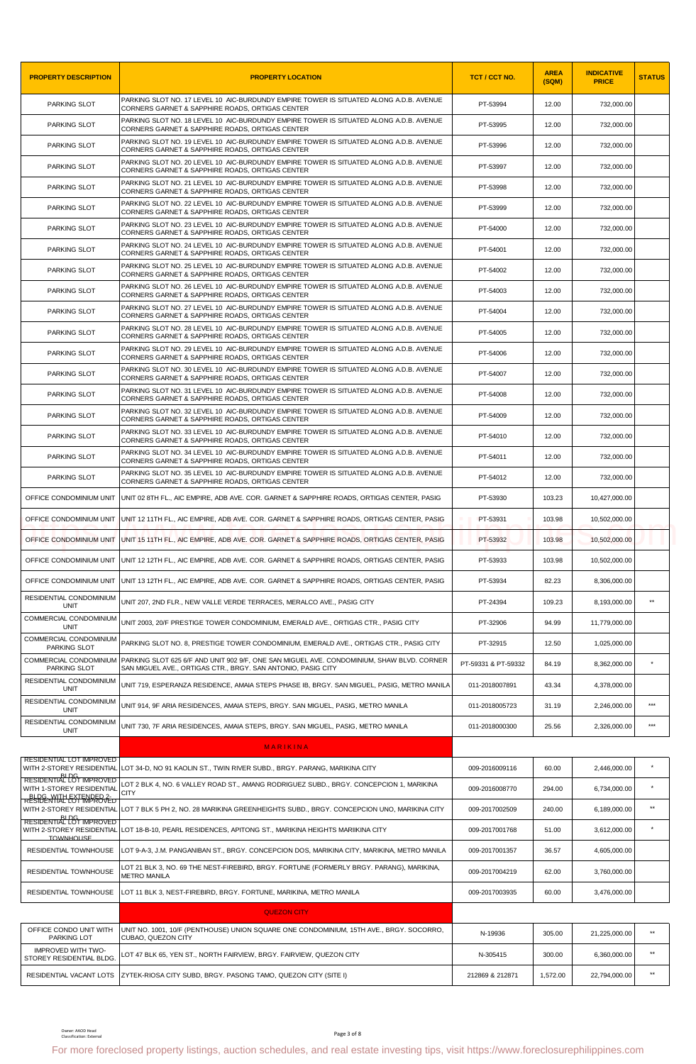| PROPERTY DESCRIPTION | PROPERTY LOCATION | TCT / CCT NO. | AREA (SQM) | INDICATIVE PRICE | STATUS |
|---|---|---|---|---|---|
| PARKING SLOT | PARKING SLOT NO. 17 LEVEL 10 AIC-BURDUNDY EMPIRE TOWER IS SITUATED ALONG A.D.B. AVENUE CORNERS GARNET & SAPPHIRE ROADS, ORTIGAS CENTER | PT-53994 | 12.00 | 732,000.00 | |
| PARKING SLOT | PARKING SLOT NO. 18 LEVEL 10 AIC-BURDUNDY EMPIRE TOWER IS SITUATED ALONG A.D.B. AVENUE CORNERS GARNET & SAPPHIRE ROADS, ORTIGAS CENTER | PT-53995 | 12.00 | 732,000.00 | |
| PARKING SLOT | PARKING SLOT NO. 19 LEVEL 10 AIC-BURDUNDY EMPIRE TOWER IS SITUATED ALONG A.D.B. AVENUE CORNERS GARNET & SAPPHIRE ROADS, ORTIGAS CENTER | PT-53996 | 12.00 | 732,000.00 | |
| PARKING SLOT | PARKING SLOT NO. 20 LEVEL 10 AIC-BURDUNDY EMPIRE TOWER IS SITUATED ALONG A.D.B. AVENUE CORNERS GARNET & SAPPHIRE ROADS, ORTIGAS CENTER | PT-53997 | 12.00 | 732,000.00 | |
| PARKING SLOT | PARKING SLOT NO. 21 LEVEL 10 AIC-BURDUNDY EMPIRE TOWER IS SITUATED ALONG A.D.B. AVENUE CORNERS GARNET & SAPPHIRE ROADS, ORTIGAS CENTER | PT-53998 | 12.00 | 732,000.00 | |
| PARKING SLOT | PARKING SLOT NO. 22 LEVEL 10 AIC-BURDUNDY EMPIRE TOWER IS SITUATED ALONG A.D.B. AVENUE CORNERS GARNET & SAPPHIRE ROADS, ORTIGAS CENTER | PT-53999 | 12.00 | 732,000.00 | |
| PARKING SLOT | PARKING SLOT NO. 23 LEVEL 10 AIC-BURDUNDY EMPIRE TOWER IS SITUATED ALONG A.D.B. AVENUE CORNERS GARNET & SAPPHIRE ROADS, ORTIGAS CENTER | PT-54000 | 12.00 | 732,000.00 | |
| PARKING SLOT | PARKING SLOT NO. 24 LEVEL 10 AIC-BURDUNDY EMPIRE TOWER IS SITUATED ALONG A.D.B. AVENUE CORNERS GARNET & SAPPHIRE ROADS, ORTIGAS CENTER | PT-54001 | 12.00 | 732,000.00 | |
| PARKING SLOT | PARKING SLOT NO. 25 LEVEL 10 AIC-BURDUNDY EMPIRE TOWER IS SITUATED ALONG A.D.B. AVENUE CORNERS GARNET & SAPPHIRE ROADS, ORTIGAS CENTER | PT-54002 | 12.00 | 732,000.00 | |
| PARKING SLOT | PARKING SLOT NO. 26 LEVEL 10 AIC-BURDUNDY EMPIRE TOWER IS SITUATED ALONG A.D.B. AVENUE CORNERS GARNET & SAPPHIRE ROADS, ORTIGAS CENTER | PT-54003 | 12.00 | 732,000.00 | |
| PARKING SLOT | PARKING SLOT NO. 27 LEVEL 10 AIC-BURDUNDY EMPIRE TOWER IS SITUATED ALONG A.D.B. AVENUE CORNERS GARNET & SAPPHIRE ROADS, ORTIGAS CENTER | PT-54004 | 12.00 | 732,000.00 | |
| PARKING SLOT | PARKING SLOT NO. 28 LEVEL 10 AIC-BURDUNDY EMPIRE TOWER IS SITUATED ALONG A.D.B. AVENUE CORNERS GARNET & SAPPHIRE ROADS, ORTIGAS CENTER | PT-54005 | 12.00 | 732,000.00 | |
| PARKING SLOT | PARKING SLOT NO. 29 LEVEL 10 AIC-BURDUNDY EMPIRE TOWER IS SITUATED ALONG A.D.B. AVENUE CORNERS GARNET & SAPPHIRE ROADS, ORTIGAS CENTER | PT-54006 | 12.00 | 732,000.00 | |
| PARKING SLOT | PARKING SLOT NO. 30 LEVEL 10 AIC-BURDUNDY EMPIRE TOWER IS SITUATED ALONG A.D.B. AVENUE CORNERS GARNET & SAPPHIRE ROADS, ORTIGAS CENTER | PT-54007 | 12.00 | 732,000.00 | |
| PARKING SLOT | PARKING SLOT NO. 31 LEVEL 10 AIC-BURDUNDY EMPIRE TOWER IS SITUATED ALONG A.D.B. AVENUE CORNERS GARNET & SAPPHIRE ROADS, ORTIGAS CENTER | PT-54008 | 12.00 | 732,000.00 | |
| PARKING SLOT | PARKING SLOT NO. 32 LEVEL 10 AIC-BURDUNDY EMPIRE TOWER IS SITUATED ALONG A.D.B. AVENUE CORNERS GARNET & SAPPHIRE ROADS, ORTIGAS CENTER | PT-54009 | 12.00 | 732,000.00 | |
| PARKING SLOT | PARKING SLOT NO. 33 LEVEL 10 AIC-BURDUNDY EMPIRE TOWER IS SITUATED ALONG A.D.B. AVENUE CORNERS GARNET & SAPPHIRE ROADS, ORTIGAS CENTER | PT-54010 | 12.00 | 732,000.00 | |
| PARKING SLOT | PARKING SLOT NO. 34 LEVEL 10 AIC-BURDUNDY EMPIRE TOWER IS SITUATED ALONG A.D.B. AVENUE CORNERS GARNET & SAPPHIRE ROADS, ORTIGAS CENTER | PT-54011 | 12.00 | 732,000.00 | |
| PARKING SLOT | PARKING SLOT NO. 35 LEVEL 10 AIC-BURDUNDY EMPIRE TOWER IS SITUATED ALONG A.D.B. AVENUE CORNERS GARNET & SAPPHIRE ROADS, ORTIGAS CENTER | PT-54012 | 12.00 | 732,000.00 | |
| OFFICE CONDOMINIUM UNIT | UNIT 02 8TH FL., AIC EMPIRE, ADB AVE. COR. GARNET & SAPPHIRE ROADS, ORTIGAS CENTER, PASIG | PT-53930 | 103.23 | 10,427,000.00 | |
| OFFICE CONDOMINIUM UNIT | UNIT 12 11TH FL., AIC EMPIRE, ADB AVE. COR. GARNET & SAPPHIRE ROADS, ORTIGAS CENTER, PASIG | PT-53931 | 103.98 | 10,502,000.00 | |
| OFFICE CONDOMINIUM UNIT | UNIT 15 11TH FL., AIC EMPIRE, ADB AVE. COR. GARNET & SAPPHIRE ROADS, ORTIGAS CENTER, PASIG | PT-53932 | 103.98 | 10,502,000.00 | |
| OFFICE CONDOMINIUM UNIT | UNIT 12 12TH FL., AIC EMPIRE, ADB AVE. COR. GARNET & SAPPHIRE ROADS, ORTIGAS CENTER, PASIG | PT-53933 | 103.98 | 10,502,000.00 | |
| OFFICE CONDOMINIUM UNIT | UNIT 13 12TH FL., AIC EMPIRE, ADB AVE. COR. GARNET & SAPPHIRE ROADS, ORTIGAS CENTER, PASIG | PT-53934 | 82.23 | 8,306,000.00 | |
| RESIDENTIAL CONDOMINIUM UNIT | UNIT 207, 2ND FLR., NEW VALLE VERDE TERRACES, MERALCO AVE., PASIG CITY | PT-24394 | 109.23 | 8,193,000.00 | ** |
| COMMERCIAL CONDOMINIUM UNIT | UNIT 2003, 20/F PRESTIGE TOWER CONDOMINIUM, EMERALD AVE., ORTIGAS CTR., PASIG CITY | PT-32906 | 94.99 | 11,779,000.00 | |
| COMMERCIAL CONDOMINIUM PARKING SLOT | PARKING SLOT NO. 8, PRESTIGE TOWER CONDOMINIUM, EMERALD AVE., ORTIGAS CTR., PASIG CITY | PT-32915 | 12.50 | 1,025,000.00 | |
| COMMERCIAL CONDOMINIUM PARKING SLOT | PARKING SLOT 625 6/F AND UNIT 902 9/F, ONE SAN MIGUEL AVE. CONDOMINIUM, SHAW BLVD. CORNER SAN MIGUEL AVE., ORTIGAS CTR., BRGY. SAN ANTONIO, PASIG CITY | PT-59331 & PT-59332 | 84.19 | 8,362,000.00 | * |
| RESIDENTIAL CONDOMINIUM UNIT | UNIT 719, ESPERANZA RESIDENCE, AMAIA STEPS PHASE IB, BRGY. SAN MIGUEL, PASIG, METRO MANILA | 011-2018007891 | 43.34 | 4,378,000.00 | |
| RESIDENTIAL CONDOMINIUM UNIT | UNIT 914, 9F ARIA RESIDENCES, AMAIA STEPS, BRGY. SAN MIGUEL, PASIG, METRO MANILA | 011-2018005723 | 31.19 | 2,246,000.00 | *** |
| RESIDENTIAL CONDOMINIUM UNIT | UNIT 730, 7F ARIA RESIDENCES, AMAIA STEPS, BRGY. SAN MIGUEL, PASIG, METRO MANILA | 011-2018000300 | 25.56 | 2,326,000.00 | *** |
| | **MARIKINA** | | | | |
| RESIDENTIAL LOT IMPROVED WITH 2-STOREY RESIDENTIAL BLDG. | LOT 34-D, NO 91 KAOLIN ST., TWIN RIVER SUBD., BRGY. PARANG, MARIKINA CITY | 009-2016009116 | 60.00 | 2,446,000.00 | * |
| RESIDENTIAL LOT IMPROVED WITH 1-STOREY RESIDENTIAL BLDG. WITH EXTENDED 2- | LOT 2 BLK 4, NO. 6 VALLEY ROAD ST., AMANG RODRIGUEZ SUBD., BRGY. CONCEPCION 1, MARIKINA CITY | 009-2016008770 | 294.00 | 6,734,000.00 | * |
| RESIDENTIAL LOT IMPROVED WITH 2-STOREY RESIDENTIAL BLDG. | LOT 7 BLK 5 PH 2, NO. 28 MARIKINA GREENHEIGHTS SUBD., BRGY. CONCEPCION UNO, MARIKINA CITY | 009-2017002509 | 240.00 | 6,189,000.00 | ** |
| RESIDENTIAL LOT IMPROVED WITH 2-STOREY RESIDENTIAL TOWNHOUSE | LOT 18-B-10, PEARL RESIDENCES, APITONG ST., MARIKINA HEIGHTS MARIIKINA CITY | 009-2017001768 | 51.00 | 3,612,000.00 | * |
| RESIDENTIAL TOWNHOUSE | LOT 9-A-3, J.M. PANGANIBAN ST., BRGY. CONCEPCION DOS, MARIKINA CITY, MARIKINA, METRO MANILA | 009-2017001357 | 36.57 | 4,605,000.00 | |
| RESIDENTIAL TOWNHOUSE | LOT 21 BLK 3, NO. 69 THE NEST-FIREBIRD, BRGY. FORTUNE (FORMERLY BRGY. PARANG), MARIKINA, METRO MANILA | 009-2017004219 | 62.00 | 3,760,000.00 | |
| RESIDENTIAL TOWNHOUSE | LOT 11 BLK 3, NEST-FIREBIRD, BRGY. FORTUNE, MARIKINA, METRO MANILA | 009-2017003935 | 60.00 | 3,476,000.00 | |
| | **QUEZON CITY** | | | | |
| OFFICE CONDO UNIT WITH PARKING LOT | UNIT NO. 1001, 10/F (PENTHOUSE) UNION SQUARE ONE CONDOMINIUM, 15TH AVE., BRGY. SOCORRO, CUBAO, QUEZON CITY | N-19936 | 305.00 | 21,225,000.00 | ** |
| IMPROVED WITH TWO-STOREY RESIDENTIAL BLDG. | LOT 47 BLK 65, YEN ST., NORTH FAIRVIEW, BRGY. FAIRVIEW, QUEZON CITY | N-305415 | 300.00 | 6,360,000.00 | ** |
| RESIDENTIAL VACANT LOTS | ZYTEK-RIOSA CITY SUBD, BRGY. PASONG TAMO, QUEZON CITY (SITE I) | 212869 & 212871 | 1,572.00 | 22,794,000.00 | ** |

Owner: AAOD Head
Classification: External

For more foreclosed property listings, auction schedules, and real estate investing tips, visit https://www.foreclosurephilippines.com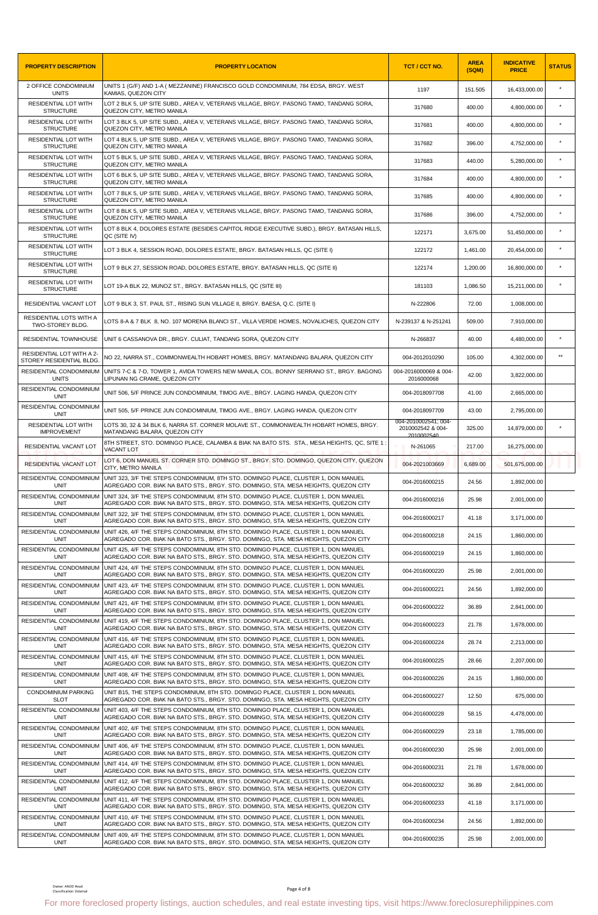| PROPERTY DESCRIPTION | PROPERTY LOCATION | TCT / CCT NO. | AREA (SQM) | INDICATIVE PRICE | STATUS |
|---|---|---|---|---|---|
| 2 OFFICE CONDOMINIUM UNITS | UNITS 1 (G/F) AND 1-A ( MEZZANINE) FRANCISCO GOLD CONDOMINIUM, 784 EDSA, BRGY. WEST KAMIAS, QUEZON CITY | 1197 | 151.505 | 16,433,000.00 | * |
| RESIDENTIAL LOT WITH STRUCTURE | LOT 2 BLK 5, UP SITE SUBD., AREA V, VETERANS VILLAGE, BRGY. PASONG TAMO, TANDANG SORA, QUEZON CITY, METRO MANILA | 317680 | 400.00 | 4,800,000.00 | * |
| RESIDENTIAL LOT WITH STRUCTURE | LOT 3 BLK 5, UP SITE SUBD., AREA V, VETERANS VILLAGE, BRGY. PASONG TAMO, TANDANG SORA, QUEZON CITY, METRO MANILA | 317681 | 400.00 | 4,800,000.00 | * |
| RESIDENTIAL LOT WITH STRUCTURE | LOT 4 BLK 5, UP SITE SUBD., AREA V, VETERANS VILLAGE, BRGY. PASONG TAMO, TANDANG SORA, QUEZON CITY, METRO MANILA | 317682 | 396.00 | 4,752,000.00 | * |
| RESIDENTIAL LOT WITH STRUCTURE | LOT 5 BLK 5, UP SITE SUBD., AREA V, VETERANS VILLAGE, BRGY. PASONG TAMO, TANDANG SORA, QUEZON CITY, METRO MANILA | 317683 | 440.00 | 5,280,000.00 | * |
| RESIDENTIAL LOT WITH STRUCTURE | LOT 6 BLK 5, UP SITE SUBD., AREA V, VETERANS VILLAGE, BRGY. PASONG TAMO, TANDANG SORA, QUEZON CITY, METRO MANILA | 317684 | 400.00 | 4,800,000.00 | * |
| RESIDENTIAL LOT WITH STRUCTURE | LOT 7 BLK 5, UP SITE SUBD., AREA V, VETERANS VILLAGE, BRGY. PASONG TAMO, TANDANG SORA, QUEZON CITY, METRO MANILA | 317685 | 400.00 | 4,800,000.00 | * |
| RESIDENTIAL LOT WITH STRUCTURE | LOT 8 BLK 5, UP SITE SUBD., AREA V, VETERANS VILLAGE, BRGY. PASONG TAMO, TANDANG SORA, QUEZON CITY, METRO MANILA | 317686 | 396.00 | 4,752,000.00 | * |
| RESIDENTIAL LOT WITH STRUCTURE | LOT 8 BLK 4, DOLORES ESTATE (BESIDES CAPITOL RIDGE EXECUTIVE SUBD.), BRGY. BATASAN HILLS, QC (SITE IV) | 122171 | 3,675.00 | 51,450,000.00 | * |
| RESIDENTIAL LOT WITH STRUCTURE | LOT 3 BLK 4, SESSION ROAD, DOLORES ESTATE, BRGY. BATASAN HILLS, QC (SITE I) | 122172 | 1,461.00 | 20,454,000.00 | * |
| RESIDENTIAL LOT WITH STRUCTURE | LOT 9 BLK 27, SESSION ROAD, DOLORES ESTATE, BRGY. BATASAN HILLS, QC (SITE II) | 122174 | 1,200.00 | 16,800,000.00 | * |
| RESIDENTIAL LOT WITH STRUCTURE | LOT 19-A BLK 22, MUNOZ ST., BRGY. BATASAN HILLS, QC (SITE III) | 181103 | 1,086.50 | 15,211,000.00 | * |
| RESIDENTIAL VACANT LOT | LOT 9 BLK 3, ST. PAUL ST., RISING SUN VILLAGE II, BRGY. BAESA, Q.C. (SITE I) | N-222806 | 72.00 | 1,008,000.00 | |
| RESIDENTIAL LOTS WITH A TWO-STOREY BLDG. | LOTS 8-A & 7 BLK 8, NO. 107 MORENA BLANCI ST., VILLA VERDE HOMES, NOVALICHES, QUEZON CITY | N-239137 & N-251241 | 509.00 | 7,910,000.00 | |
| RESIDENTIAL TOWNHOUSE | UNIT 6 CASSANOVA DR., BRGY. CULIAT, TANDANG SORA, QUEZON CITY | N-266837 | 40.00 | 4,480,000.00 | * |
| RESIDENTIAL LOT WITH A 2-STOREY RESIDENTIAL BLDG. | NO 22, NARRA ST., COMMONWEALTH HOBART HOMES, BRGY. MATANDANG BALARA, QUEZON CITY | 004-2012010290 | 105.00 | 4,302,000.00 | ** |
| RESIDENTIAL CONDOMINIUM UNITS | UNITS 7-C & 7-D, TOWER 1, AVIDA TOWERS NEW MANILA, COL. BONNY SERRANO ST., BRGY. BAGONG LIPUNAN NG CRAME, QUEZON CITY | 004-2016000069 & 004-2016000068 | 42.00 | 3,822,000.00 | |
| RESIDENTIAL CONDOMINIUM UNIT | UNIT 506, 5/F PRINCE JUN CONDOMINIUM, TIMOG AVE., BRGY. LAGING HANDA, QUEZON CITY | 004-2018097708 | 41.00 | 2,665,000.00 | |
| RESIDENTIAL CONDOMINIUM UNIT | UNIT 505, 5/F PRINCE JUN CONDOMINIUM, TIMOG AVE., BRGY. LAGING HANDA, QUEZON CITY | 004-2018097709 | 43.00 | 2,795,000.00 | |
| RESIDENTIAL LOT WITH IMPROVEMENT | LOTS 30, 32 & 34 BLK 6, NARRA ST. CORNER MOLAVE ST., COMMONWEALTH HOBART HOMES, BRGY. MATANDANG BALARA, QUEZON CITY | 004-2010002541; 004-2010002542 & 004-2010002540 | 325.00 | 14,879,000.00 | * |
| RESIDENTIAL VACANT LOT | 8TH STREET, STO. DOMINGO PLACE, CALAMBA & BIAK NA BATO STS. STA., MESA HEIGHTS, QC, SITE 1 : VACANT LOT | N-261065 | 217.00 | 16,275,000.00 | |
| RESIDENTIAL VACANT LOT | LOT 6, DON MANUEL ST. CORNER STO. DOMINGO ST., BRGY. STO. DOMINGO, QUEZON CITY, QUEZON CITY, METRO MANILA | 004-2021003669 | 6,689.00 | 501,675,000.00 | |
| RESIDENTIAL CONDOMINIUM UNIT | UNIT 323, 3/F THE STEPS CONDOMINIUM, 8TH STO. DOMINGO PLACE, CLUSTER 1, DON MANUEL AGREGADO COR. BIAK NA BATO STS., BRGY. STO. DOMINGO, STA. MESA HEIGHTS, QUEZON CITY | 004-2016000215 | 24.56 | 1,892,000.00 | |
| RESIDENTIAL CONDOMINIUM UNIT | UNIT 324, 3/F THE STEPS CONDOMINIUM, 8TH STO. DOMINGO PLACE, CLUSTER 1, DON MANUEL AGREGADO COR. BIAK NA BATO STS., BRGY. STO. DOMINGO, STA. MESA HEIGHTS, QUEZON CITY | 004-2016000216 | 25.98 | 2,001,000.00 | |
| RESIDENTIAL CONDOMINIUM UNIT | UNIT 322, 3/F THE STEPS CONDOMINIUM, 8TH STO. DOMINGO PLACE, CLUSTER 1, DON MANUEL AGREGADO COR. BIAK NA BATO STS., BRGY. STO. DOMINGO, STA. MESA HEIGHTS, QUEZON CITY | 004-2016000217 | 41.18 | 3,171,000.00 | |
| RESIDENTIAL CONDOMINIUM UNIT | UNIT 426, 4/F THE STEPS CONDOMINIUM, 8TH STO. DOMINGO PLACE, CLUSTER 1, DON MANUEL AGREGADO COR. BIAK NA BATO STS., BRGY. STO. DOMINGO, STA. MESA HEIGHTS, QUEZON CITY | 004-2016000218 | 24.15 | 1,860,000.00 | |
| RESIDENTIAL CONDOMINIUM UNIT | UNIT 425, 4/F THE STEPS CONDOMINIUM, 8TH STO. DOMINGO PLACE, CLUSTER 1, DON MANUEL AGREGADO COR. BIAK NA BATO STS., BRGY. STO. DOMINGO, STA. MESA HEIGHTS, QUEZON CITY | 004-2016000219 | 24.15 | 1,860,000.00 | |
| RESIDENTIAL CONDOMINIUM UNIT | UNIT 424, 4/F THE STEPS CONDOMINIUM, 8TH STO. DOMINGO PLACE, CLUSTER 1, DON MANUEL AGREGADO COR. BIAK NA BATO STS., BRGY. STO. DOMINGO, STA. MESA HEIGHTS, QUEZON CITY | 004-2016000220 | 25.98 | 2,001,000.00 | |
| RESIDENTIAL CONDOMINIUM UNIT | UNIT 423, 4/F THE STEPS CONDOMINIUM, 8TH STO. DOMINGO PLACE, CLUSTER 1, DON MANUEL AGREGADO COR. BIAK NA BATO STS., BRGY. STO. DOMINGO, STA. MESA HEIGHTS, QUEZON CITY | 004-2016000221 | 24.56 | 1,892,000.00 | |
| RESIDENTIAL CONDOMINIUM UNIT | UNIT 421, 4/F THE STEPS CONDOMINIUM, 8TH STO. DOMINGO PLACE, CLUSTER 1, DON MANUEL AGREGADO COR. BIAK NA BATO STS., BRGY. STO. DOMINGO, STA. MESA HEIGHTS, QUEZON CITY | 004-2016000222 | 36.89 | 2,841,000.00 | |
| RESIDENTIAL CONDOMINIUM UNIT | UNIT 419, 4/F THE STEPS CONDOMINIUM, 8TH STO. DOMINGO PLACE, CLUSTER 1, DON MANUEL AGREGADO COR. BIAK NA BATO STS., BRGY. STO. DOMINGO, STA. MESA HEIGHTS, QUEZON CITY | 004-2016000223 | 21.78 | 1,678,000.00 | |
| RESIDENTIAL CONDOMINIUM UNIT | UNIT 416, 4/F THE STEPS CONDOMINIUM, 8TH STO. DOMINGO PLACE, CLUSTER 1, DON MANUEL AGREGADO COR. BIAK NA BATO STS., BRGY. STO. DOMINGO, STA. MESA HEIGHTS, QUEZON CITY | 004-2016000224 | 28.74 | 2,213,000.00 | |
| RESIDENTIAL CONDOMINIUM UNIT | UNIT 415, 4/F THE STEPS CONDOMINIUM, 8TH STO. DOMINGO PLACE, CLUSTER 1, DON MANUEL AGREGADO COR. BIAK NA BATO STS., BRGY. STO. DOMINGO, STA. MESA HEIGHTS, QUEZON CITY | 004-2016000225 | 28.66 | 2,207,000.00 | |
| RESIDENTIAL CONDOMINIUM UNIT | UNIT 408, 4/F THE STEPS CONDOMINIUM, 8TH STO. DOMINGO PLACE, CLUSTER 1, DON MANUEL AGREGADO COR. BIAK NA BATO STS., BRGY. STO. DOMINGO, STA. MESA HEIGHTS, QUEZON CITY | 004-2016000226 | 24.15 | 1,860,000.00 | |
| CONDOMINIUM PARKING SLOT | UNIT B15, THE STEPS CONDOMINIUM, 8TH STO. DOMINGO PLACE, CLUSTER 1, DON MANUEL AGREGADO COR. BIAK NA BATO STS., BRGY. STO. DOMINGO, STA. MESA HEIGHTS, QUEZON CITY | 004-2016000227 | 12.50 | 675,000.00 | |
| RESIDENTIAL CONDOMINIUM UNIT | UNIT 403, 4/F THE STEPS CONDOMINIUM, 8TH STO. DOMINGO PLACE, CLUSTER 1, DON MANUEL AGREGADO COR. BIAK NA BATO STS., BRGY. STO. DOMINGO, STA. MESA HEIGHTS, QUEZON CITY | 004-2016000228 | 58.15 | 4,478,000.00 | |
| RESIDENTIAL CONDOMINIUM UNIT | UNIT 402, 4/F THE STEPS CONDOMINIUM, 8TH STO. DOMINGO PLACE, CLUSTER 1, DON MANUEL AGREGADO COR. BIAK NA BATO STS., BRGY. STO. DOMINGO, STA. MESA HEIGHTS, QUEZON CITY | 004-2016000229 | 23.18 | 1,785,000.00 | |
| RESIDENTIAL CONDOMINIUM UNIT | UNIT 406, 4/F THE STEPS CONDOMINIUM, 8TH STO. DOMINGO PLACE, CLUSTER 1, DON MANUEL AGREGADO COR. BIAK NA BATO STS., BRGY. STO. DOMINGO, STA. MESA HEIGHTS, QUEZON CITY | 004-2016000230 | 25.98 | 2,001,000.00 | |
| RESIDENTIAL CONDOMINIUM UNIT | UNIT 414, 4/F THE STEPS CONDOMINIUM, 8TH STO. DOMINGO PLACE, CLUSTER 1, DON MANUEL AGREGADO COR. BIAK NA BATO STS., BRGY. STO. DOMINGO, STA. MESA HEIGHTS, QUEZON CITY | 004-2016000231 | 21.78 | 1,678,000.00 | |
| RESIDENTIAL CONDOMINIUM UNIT | UNIT 412, 4/F THE STEPS CONDOMINIUM, 8TH STO. DOMINGO PLACE, CLUSTER 1, DON MANUEL AGREGADO COR. BIAK NA BATO STS., BRGY. STO. DOMINGO, STA. MESA HEIGHTS, QUEZON CITY | 004-2016000232 | 36.89 | 2,841,000.00 | |
| RESIDENTIAL CONDOMINIUM UNIT | UNIT 411, 4/F THE STEPS CONDOMINIUM, 8TH STO. DOMINGO PLACE, CLUSTER 1, DON MANUEL AGREGADO COR. BIAK NA BATO STS., BRGY. STO. DOMINGO, STA. MESA HEIGHTS, QUEZON CITY | 004-2016000233 | 41.18 | 3,171,000.00 | |
| RESIDENTIAL CONDOMINIUM UNIT | UNIT 410, 4/F THE STEPS CONDOMINIUM, 8TH STO. DOMINGO PLACE, CLUSTER 1, DON MANUEL AGREGADO COR. BIAK NA BATO STS., BRGY. STO. DOMINGO, STA. MESA HEIGHTS, QUEZON CITY | 004-2016000234 | 24.56 | 1,892,000.00 | |
| RESIDENTIAL CONDOMINIUM UNIT | UNIT 409, 4/F THE STEPS CONDOMINIUM, 8TH STO. DOMINGO PLACE, CLUSTER 1, DON MANUEL AGREGADO COR. BIAK NA BATO STS., BRGY. STO. DOMINGO, STA. MESA HEIGHTS, QUEZON CITY | 004-2016000235 | 25.98 | 2,001,000.00 | |

Owner: AAOD Head
Classification: External

For more foreclosed property listings, auction schedules, and real estate investing tips, visit https://www.foreclosurephilippines.com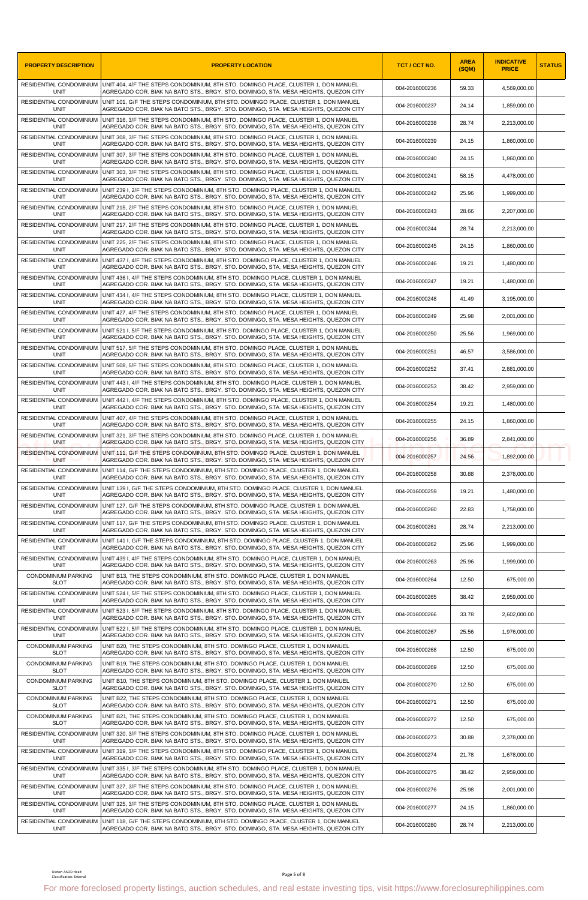| PROPERTY DESCRIPTION | PROPERTY LOCATION | TCT / CCT NO. | AREA (SQM) | INDICATIVE PRICE | STATUS |
|---|---|---|---|---|---|
| RESIDENTIAL CONDOMINIUM UNIT | UNIT 404, 4/F THE STEPS CONDOMINIUM, 8TH STO. DOMINGO PLACE, CLUSTER 1, DON MANUEL AGREGADO COR. BIAK NA BATO STS., BRGY. STO. DOMINGO, STA. MESA HEIGHTS, QUEZON CITY | 004-2016000236 | 59.33 | 4,569,000.00 | |
| RESIDENTIAL CONDOMINIUM UNIT | UNIT 101, G/F THE STEPS CONDOMINIUM, 8TH STO. DOMINGO PLACE, CLUSTER 1, DON MANUEL AGREGADO COR. BIAK NA BATO STS., BRGY. STO. DOMINGO, STA. MESA HEIGHTS, QUEZON CITY | 004-2016000237 | 24.14 | 1,859,000.00 | |
| RESIDENTIAL CONDOMINIUM UNIT | UNIT 316, 3/F THE STEPS CONDOMINIUM, 8TH STO. DOMINGO PLACE, CLUSTER 1, DON MANUEL AGREGADO COR. BIAK NA BATO STS., BRGY. STO. DOMINGO, STA. MESA HEIGHTS, QUEZON CITY | 004-2016000238 | 28.74 | 2,213,000.00 | |
| RESIDENTIAL CONDOMINIUM UNIT | UNIT 308, 3/F THE STEPS CONDOMINIUM, 8TH STO. DOMINGO PLACE, CLUSTER 1, DON MANUEL AGREGADO COR. BIAK NA BATO STS., BRGY. STO. DOMINGO, STA. MESA HEIGHTS, QUEZON CITY | 004-2016000239 | 24.15 | 1,860,000.00 | |
| RESIDENTIAL CONDOMINIUM UNIT | UNIT 307, 3/F THE STEPS CONDOMINIUM, 8TH STO. DOMINGO PLACE, CLUSTER 1, DON MANUEL AGREGADO COR. BIAK NA BATO STS., BRGY. STO. DOMINGO, STA. MESA HEIGHTS, QUEZON CITY | 004-2016000240 | 24.15 | 1,860,000.00 | |
| RESIDENTIAL CONDOMINIUM UNIT | UNIT 303, 3/F THE STEPS CONDOMINIUM, 8TH STO. DOMINGO PLACE, CLUSTER 1, DON MANUEL AGREGADO COR. BIAK NA BATO STS., BRGY. STO. DOMINGO, STA. MESA HEIGHTS, QUEZON CITY | 004-2016000241 | 58.15 | 4,478,000.00 | |
| RESIDENTIAL CONDOMINIUM UNIT | UNIT 239 I, 2/F THE STEPS CONDOMINIUM, 8TH STO. DOMINGO PLACE, CLUSTER 1, DON MANUEL AGREGADO COR. BIAK NA BATO STS., BRGY. STO. DOMINGO, STA. MESA HEIGHTS, QUEZON CITY | 004-2016000242 | 25.96 | 1,999,000.00 | |
| RESIDENTIAL CONDOMINIUM UNIT | UNIT 215, 2/F THE STEPS CONDOMINIUM, 8TH STO. DOMINGO PLACE, CLUSTER 1, DON MANUEL AGREGADO COR. BIAK NA BATO STS., BRGY. STO. DOMINGO, STA. MESA HEIGHTS, QUEZON CITY | 004-2016000243 | 28.66 | 2,207,000.00 | |
| RESIDENTIAL CONDOMINIUM UNIT | UNIT 217, 2/F THE STEPS CONDOMINIUM, 8TH STO. DOMINGO PLACE, CLUSTER 1, DON MANUEL AGREGADO COR. BIAK NA BATO STS., BRGY. STO. DOMINGO, STA. MESA HEIGHTS, QUEZON CITY | 004-2016000244 | 28.74 | 2,213,000.00 | |
| RESIDENTIAL CONDOMINIUM UNIT | UNIT 225, 2/F THE STEPS CONDOMINIUM, 8TH STO. DOMINGO PLACE, CLUSTER 1, DON MANUEL AGREGADO COR. BIAK NA BATO STS., BRGY. STO. DOMINGO, STA. MESA HEIGHTS, QUEZON CITY | 004-2016000245 | 24.15 | 1,860,000.00 | |
| RESIDENTIAL CONDOMINIUM UNIT | UNIT 437 I, 4/F THE STEPS CONDOMINIUM, 8TH STO. DOMINGO PLACE, CLUSTER 1, DON MANUEL AGREGADO COR. BIAK NA BATO STS., BRGY. STO. DOMINGO, STA. MESA HEIGHTS, QUEZON CITY | 004-2016000246 | 19.21 | 1,480,000.00 | |
| RESIDENTIAL CONDOMINIUM UNIT | UNIT 436 I, 4/F THE STEPS CONDOMINIUM, 8TH STO. DOMINGO PLACE, CLUSTER 1, DON MANUEL AGREGADO COR. BIAK NA BATO STS., BRGY. STO. DOMINGO, STA. MESA HEIGHTS, QUEZON CITY | 004-2016000247 | 19.21 | 1,480,000.00 | |
| RESIDENTIAL CONDOMINIUM UNIT | UNIT 434 I, 4/F THE STEPS CONDOMINIUM, 8TH STO. DOMINGO PLACE, CLUSTER 1, DON MANUEL AGREGADO COR. BIAK NA BATO STS., BRGY. STO. DOMINGO, STA. MESA HEIGHTS, QUEZON CITY | 004-2016000248 | 41.49 | 3,195,000.00 | |
| RESIDENTIAL CONDOMINIUM UNIT | UNIT 427, 4/F THE STEPS CONDOMINIUM, 8TH STO. DOMINGO PLACE, CLUSTER 1, DON MANUEL AGREGADO COR. BIAK NA BATO STS., BRGY. STO. DOMINGO, STA. MESA HEIGHTS, QUEZON CITY | 004-2016000249 | 25.98 | 2,001,000.00 | |
| RESIDENTIAL CONDOMINIUM UNIT | UNIT 521 I, 5/F THE STEPS CONDOMINIUM, 8TH STO. DOMINGO PLACE, CLUSTER 1, DON MANUEL AGREGADO COR. BIAK NA BATO STS., BRGY. STO. DOMINGO, STA. MESA HEIGHTS, QUEZON CITY | 004-2016000250 | 25.56 | 1,969,000.00 | |
| RESIDENTIAL CONDOMINIUM UNIT | UNIT 517, 5/F THE STEPS CONDOMINIUM, 8TH STO. DOMINGO PLACE, CLUSTER 1, DON MANUEL AGREGADO COR. BIAK NA BATO STS., BRGY. STO. DOMINGO, STA. MESA HEIGHTS, QUEZON CITY | 004-2016000251 | 46.57 | 3,586,000.00 | |
| RESIDENTIAL CONDOMINIUM UNIT | UNIT 508, 5/F THE STEPS CONDOMINIUM, 8TH STO. DOMINGO PLACE, CLUSTER 1, DON MANUEL AGREGADO COR. BIAK NA BATO STS., BRGY. STO. DOMINGO, STA. MESA HEIGHTS, QUEZON CITY | 004-2016000252 | 37.41 | 2,881,000.00 | |
| RESIDENTIAL CONDOMINIUM UNIT | UNIT 443 I, 4/F THE STEPS CONDOMINIUM, 8TH STO. DOMINGO PLACE, CLUSTER 1, DON MANUEL AGREGADO COR. BIAK NA BATO STS., BRGY. STO. DOMINGO, STA. MESA HEIGHTS, QUEZON CITY | 004-2016000253 | 38.42 | 2,959,000.00 | |
| RESIDENTIAL CONDOMINIUM UNIT | UNIT 442 I, 4/F THE STEPS CONDOMINIUM, 8TH STO. DOMINGO PLACE, CLUSTER 1, DON MANUEL AGREGADO COR. BIAK NA BATO STS., BRGY. STO. DOMINGO, STA. MESA HEIGHTS, QUEZON CITY | 004-2016000254 | 19.21 | 1,480,000.00 | |
| RESIDENTIAL CONDOMINIUM UNIT | UNIT 407, 4/F THE STEPS CONDOMINIUM, 8TH STO. DOMINGO PLACE, CLUSTER 1, DON MANUEL AGREGADO COR. BIAK NA BATO STS., BRGY. STO. DOMINGO, STA. MESA HEIGHTS, QUEZON CITY | 004-2016000255 | 24.15 | 1,860,000.00 | |
| RESIDENTIAL CONDOMINIUM UNIT | UNIT 321, 3/F THE STEPS CONDOMINIUM, 8TH STO. DOMINGO PLACE, CLUSTER 1, DON MANUEL AGREGADO COR. BIAK NA BATO STS., BRGY. STO. DOMINGO, STA. MESA HEIGHTS, QUEZON CITY | 004-2016000256 | 36.89 | 2,841,000.00 | |
| RESIDENTIAL CONDOMINIUM UNIT | UNIT 111, G/F THE STEPS CONDOMINIUM, 8TH STO. DOMINGO PLACE, CLUSTER 1, DON MANUEL AGREGADO COR. BIAK NA BATO STS., BRGY. STO. DOMINGO, STA. MESA HEIGHTS, QUEZON CITY | 004-2016000257 | 24.56 | 1,892,000.00 | |
| RESIDENTIAL CONDOMINIUM UNIT | UNIT 114, G/F THE STEPS CONDOMINIUM, 8TH STO. DOMINGO PLACE, CLUSTER 1, DON MANUEL AGREGADO COR. BIAK NA BATO STS., BRGY. STO. DOMINGO, STA. MESA HEIGHTS, QUEZON CITY | 004-2016000258 | 30.88 | 2,378,000.00 | |
| RESIDENTIAL CONDOMINIUM UNIT | UNIT 139 I, G/F THE STEPS CONDOMINIUM, 8TH STO. DOMINGO PLACE, CLUSTER 1, DON MANUEL AGREGADO COR. BIAK NA BATO STS., BRGY. STO. DOMINGO, STA. MESA HEIGHTS, QUEZON CITY | 004-2016000259 | 19.21 | 1,480,000.00 | |
| RESIDENTIAL CONDOMINIUM UNIT | UNIT 127, G/F THE STEPS CONDOMINIUM, 8TH STO. DOMINGO PLACE, CLUSTER 1, DON MANUEL AGREGADO COR. BIAK NA BATO STS., BRGY. STO. DOMINGO, STA. MESA HEIGHTS, QUEZON CITY | 004-2016000260 | 22.83 | 1,758,000.00 | |
| RESIDENTIAL CONDOMINIUM UNIT | UNIT 117, G/F THE STEPS CONDOMINIUM, 8TH STO. DOMINGO PLACE, CLUSTER 1, DON MANUEL AGREGADO COR. BIAK NA BATO STS., BRGY. STO. DOMINGO, STA. MESA HEIGHTS, QUEZON CITY | 004-2016000261 | 28.74 | 2,213,000.00 | |
| RESIDENTIAL CONDOMINIUM UNIT | UNIT 141 I, G/F THE STEPS CONDOMINIUM, 8TH STO. DOMINGO PLACE, CLUSTER 1, DON MANUEL AGREGADO COR. BIAK NA BATO STS., BRGY. STO. DOMINGO, STA. MESA HEIGHTS, QUEZON CITY | 004-2016000262 | 25.96 | 1,999,000.00 | |
| RESIDENTIAL CONDOMINIUM UNIT | UNIT 439 I, 4/F THE STEPS CONDOMINIUM, 8TH STO. DOMINGO PLACE, CLUSTER 1, DON MANUEL AGREGADO COR. BIAK NA BATO STS., BRGY. STO. DOMINGO, STA. MESA HEIGHTS, QUEZON CITY | 004-2016000263 | 25.96 | 1,999,000.00 | |
| CONDOMINIUM PARKING SLOT | UNIT B13, THE STEPS CONDOMINIUM, 8TH STO. DOMINGO PLACE, CLUSTER 1, DON MANUEL AGREGADO COR. BIAK NA BATO STS., BRGY. STO. DOMINGO, STA. MESA HEIGHTS, QUEZON CITY | 004-2016000264 | 12.50 | 675,000.00 | |
| RESIDENTIAL CONDOMINIUM UNIT | UNIT 524 I, 5/F THE STEPS CONDOMINIUM, 8TH STO. DOMINGO PLACE, CLUSTER 1, DON MANUEL AGREGADO COR. BIAK NA BATO STS., BRGY. STO. DOMINGO, STA. MESA HEIGHTS, QUEZON CITY | 004-2016000265 | 38.42 | 2,959,000.00 | |
| RESIDENTIAL CONDOMINIUM UNIT | UNIT 523 I, 5/F THE STEPS CONDOMINIUM, 8TH STO. DOMINGO PLACE, CLUSTER 1, DON MANUEL AGREGADO COR. BIAK NA BATO STS., BRGY. STO. DOMINGO, STA. MESA HEIGHTS, QUEZON CITY | 004-2016000266 | 33.78 | 2,602,000.00 | |
| RESIDENTIAL CONDOMINIUM UNIT | UNIT 522 I, 5/F THE STEPS CONDOMINIUM, 8TH STO. DOMINGO PLACE, CLUSTER 1, DON MANUEL AGREGADO COR. BIAK NA BATO STS., BRGY. STO. DOMINGO, STA. MESA HEIGHTS, QUEZON CITY | 004-2016000267 | 25.56 | 1,976,000.00 | |
| CONDOMINIUM PARKING SLOT | UNIT B20, THE STEPS CONDOMINIUM, 8TH STO. DOMINGO PLACE, CLUSTER 1, DON MANUEL AGREGADO COR. BIAK NA BATO STS., BRGY. STO. DOMINGO, STA. MESA HEIGHTS, QUEZON CITY | 004-2016000268 | 12.50 | 675,000.00 | |
| CONDOMINIUM PARKING SLOT | UNIT B19, THE STEPS CONDOMINIUM, 8TH STO. DOMINGO PLACE, CLUSTER 1, DON MANUEL AGREGADO COR. BIAK NA BATO STS., BRGY. STO. DOMINGO, STA. MESA HEIGHTS, QUEZON CITY | 004-2016000269 | 12.50 | 675,000.00 | |
| CONDOMINIUM PARKING SLOT | UNIT B10, THE STEPS CONDOMINIUM, 8TH STO. DOMINGO PLACE, CLUSTER 1, DON MANUEL AGREGADO COR. BIAK NA BATO STS., BRGY. STO. DOMINGO, STA. MESA HEIGHTS, QUEZON CITY | 004-2016000270 | 12.50 | 675,000.00 | |
| CONDOMINIUM PARKING SLOT | UNIT B22, THE STEPS CONDOMINIUM, 8TH STO. DOMINGO PLACE, CLUSTER 1, DON MANUEL AGREGADO COR. BIAK NA BATO STS., BRGY. STO. DOMINGO, STA. MESA HEIGHTS, QUEZON CITY | 004-2016000271 | 12.50 | 675,000.00 | |
| CONDOMINIUM PARKING SLOT | UNIT B21, THE STEPS CONDOMINIUM, 8TH STO. DOMINGO PLACE, CLUSTER 1, DON MANUEL AGREGADO COR. BIAK NA BATO STS., BRGY. STO. DOMINGO, STA. MESA HEIGHTS, QUEZON CITY | 004-2016000272 | 12.50 | 675,000.00 | |
| RESIDENTIAL CONDOMINIUM UNIT | UNIT 320, 3/F THE STEPS CONDOMINIUM, 8TH STO. DOMINGO PLACE, CLUSTER 1, DON MANUEL AGREGADO COR. BIAK NA BATO STS., BRGY. STO. DOMINGO, STA. MESA HEIGHTS, QUEZON CITY | 004-2016000273 | 30.88 | 2,378,000.00 | |
| RESIDENTIAL CONDOMINIUM UNIT | UNIT 319, 3/F THE STEPS CONDOMINIUM, 8TH STO. DOMINGO PLACE, CLUSTER 1, DON MANUEL AGREGADO COR. BIAK NA BATO STS., BRGY. STO. DOMINGO, STA. MESA HEIGHTS, QUEZON CITY | 004-2016000274 | 21.78 | 1,678,000.00 | |
| RESIDENTIAL CONDOMINIUM UNIT | UNIT 335 I, 3/F THE STEPS CONDOMINIUM, 8TH STO. DOMINGO PLACE, CLUSTER 1, DON MANUEL AGREGADO COR. BIAK NA BATO STS., BRGY. STO. DOMINGO, STA. MESA HEIGHTS, QUEZON CITY | 004-2016000275 | 38.42 | 2,959,000.00 | |
| RESIDENTIAL CONDOMINIUM UNIT | UNIT 327, 3/F THE STEPS CONDOMINIUM, 8TH STO. DOMINGO PLACE, CLUSTER 1, DON MANUEL AGREGADO COR. BIAK NA BATO STS., BRGY. STO. DOMINGO, STA. MESA HEIGHTS, QUEZON CITY | 004-2016000276 | 25.98 | 2,001,000.00 | |
| RESIDENTIAL CONDOMINIUM UNIT | UNIT 325, 3/F THE STEPS CONDOMINIUM, 8TH STO. DOMINGO PLACE, CLUSTER 1, DON MANUEL AGREGADO COR. BIAK NA BATO STS., BRGY. STO. DOMINGO, STA. MESA HEIGHTS, QUEZON CITY | 004-2016000277 | 24.15 | 1,860,000.00 | |
| RESIDENTIAL CONDOMINIUM UNIT | UNIT 118, G/F THE STEPS CONDOMINIUM, 8TH STO. DOMINGO PLACE, CLUSTER 1, DON MANUEL AGREGADO COR. BIAK NA BATO STS., BRGY. STO. DOMINGO, STA. MESA HEIGHTS, QUEZON CITY | 004-2016000280 | 28.74 | 2,213,000.00 | |

Owner: AAOD Head
Classification: External

For more foreclosed property listings, auction schedules, and real estate investing tips, visit https://www.foreclosurephilippines.com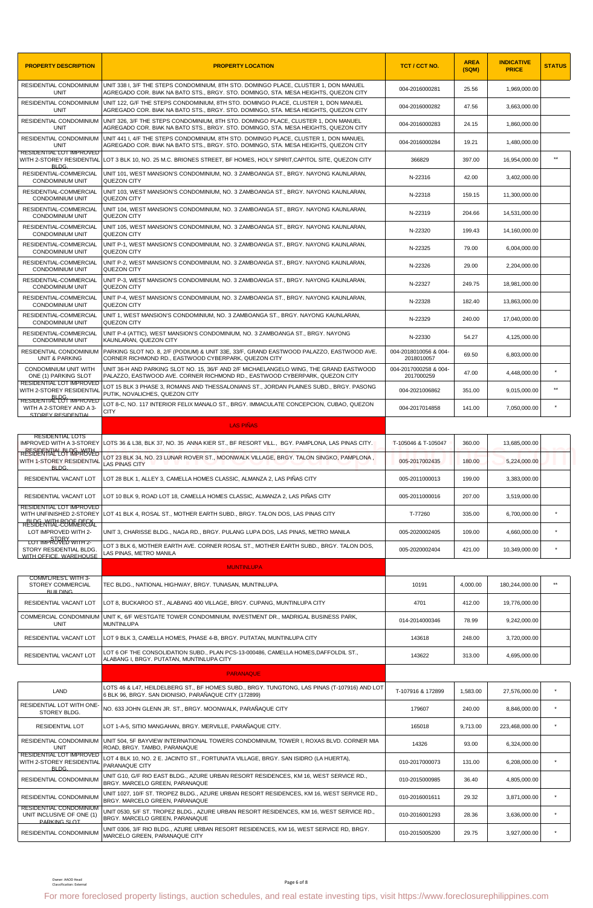| PROPERTY DESCRIPTION | PROPERTY LOCATION | TCT / CCT NO. | AREA (SQM) | INDICATIVE PRICE | STATUS |
|---|---|---|---|---|---|
| RESIDENTIAL CONDOMINIUM UNIT | UNIT 338 I, 3/F THE STEPS CONDOMINIUM, 8TH STO. DOMINGO PLACE, CLUSTER 1, DON MANUEL AGREGADO COR. BIAK NA BATO STS., BRGY. STO. DOMINGO, STA. MESA HEIGHTS, QUEZON CITY | 004-2016000281 | 25.56 | 1,969,000.00 | |
| RESIDENTIAL CONDOMINIUM UNIT | UNIT 122, G/F THE STEPS CONDOMINIUM, 8TH STO. DOMINGO PLACE, CLUSTER 1, DON MANUEL AGREGADO COR. BIAK NA BATO STS., BRGY. STO. DOMINGO, STA. MESA HEIGHTS, QUEZON CITY | 004-2016000282 | 47.56 | 3,663,000.00 | |
| RESIDENTIAL CONDOMINIUM UNIT | UNIT 326, 3/F THE STEPS CONDOMINIUM, 8TH STO. DOMINGO PLACE, CLUSTER 1, DON MANUEL AGREGADO COR. BIAK NA BATO STS., BRGY. STO. DOMINGO, STA. MESA HEIGHTS, QUEZON CITY | 004-2016000283 | 24.15 | 1,860,000.00 | |
| RESIDENTIAL CONDOMINIUM UNIT | UNIT 441 I, 4/F THE STEPS CONDOMINIUM, 8TH STO. DOMINGO PLACE, CLUSTER 1, DON MANUEL AGREGADO COR. BIAK NA BATO STS., BRGY. STO. DOMINGO, STA. MESA HEIGHTS, QUEZON CITY | 004-2016000284 | 19.21 | 1,480,000.00 | |
| RESIDENTIAL LOT IMPROVED WITH 2-STOREY RESIDENTIAL BLDG. | LOT 3 BLK 10, NO. 25 M.C. BRIONES STREET, BF HOMES, HOLY SPIRIT,CAPITOL SITE, QUEZON CITY | 366829 | 397.00 | 16,954,000.00 | ** |
| RESIDENTIAL-COMMERCIAL CONDOMINIUM UNIT | UNIT 101, WEST MANSION'S CONDOMINIUM, NO. 3 ZAMBOANGA ST., BRGY. NAYONG KAUNLARAN, QUEZON CITY | N-22316 | 42.00 | 3,402,000.00 | |
| RESIDENTIAL-COMMERCIAL CONDOMINIUM UNIT | UNIT 103, WEST MANSION'S CONDOMINIUM, NO. 3 ZAMBOANGA ST., BRGY. NAYONG KAUNLARAN, QUEZON CITY | N-22318 | 159.15 | 11,300,000.00 | |
| RESIDENTIAL-COMMERCIAL CONDOMINIUM UNIT | UNIT 104, WEST MANSION'S CONDOMINIUM, NO. 3 ZAMBOANGA ST., BRGY. NAYONG KAUNLARAN, QUEZON CITY | N-22319 | 204.66 | 14,531,000.00 | |
| RESIDENTIAL-COMMERCIAL CONDOMINIUM UNIT | UNIT 105, WEST MANSION'S CONDOMINIUM, NO. 3 ZAMBOANGA ST., BRGY. NAYONG KAUNLARAN, QUEZON CITY | N-22320 | 199.43 | 14,160,000.00 | |
| RESIDENTIAL-COMMERCIAL CONDOMINIUM UNIT | UNIT P-1, WEST MANSION'S CONDOMINIUM, NO. 3 ZAMBOANGA ST., BRGY. NAYONG KAUNLARAN, QUEZON CITY | N-22325 | 79.00 | 6,004,000.00 | |
| RESIDENTIAL-COMMERCIAL CONDOMINIUM UNIT | UNIT P-2, WEST MANSION'S CONDOMINIUM, NO. 3 ZAMBOANGA ST., BRGY. NAYONG KAUNLARAN, QUEZON CITY | N-22326 | 29.00 | 2,204,000.00 | |
| RESIDENTIAL-COMMERCIAL CONDOMINIUM UNIT | UNIT P-3, WEST MANSION'S CONDOMINIUM, NO. 3 ZAMBOANGA ST., BRGY. NAYONG KAUNLARAN, QUEZON CITY | N-22327 | 249.75 | 18,981,000.00 | |
| RESIDENTIAL-COMMERCIAL CONDOMINIUM UNIT | UNIT P-4, WEST MANSION'S CONDOMINIUM, NO. 3 ZAMBOANGA ST., BRGY. NAYONG KAUNLARAN, QUEZON CITY | N-22328 | 182.40 | 13,863,000.00 | |
| RESIDENTIAL-COMMERCIAL CONDOMINIUM UNIT | UNIT 1, WEST MANSION'S CONDOMINIUM, NO. 3 ZAMBOANGA ST., BRGY. NAYONG KAUNLARAN, QUEZON CITY | N-22329 | 240.00 | 17,040,000.00 | |
| RESIDENTIAL-COMMERCIAL CONDOMINIUM UNIT | UNIT P-4 (ATTIC), WEST MANSION'S CONDOMINIUM, NO. 3 ZAMBOANGA ST., BRGY. NAYONG KAUNLARAN, QUEZON CITY | N-22330 | 54.27 | 4,125,000.00 | |
| RESIDENTIAL CONDOMINIUM UNIT & PARKING | PARKING SLOT NO. 8, 2/F (PODIUM) & UNIT 33E, 33/F, GRAND EASTWOOD PALAZZO, EASTWOOD AVE. CORNER RICHMOND RD., EASTWOOD CYBERPARK, QUEZON CITY | 004-2018010056 & 004-2018010057 | 69.50 | 6,803,000.00 | |
| CONDOMINIUM UNIT WITH ONE (1) PARKING SLOT | UNIT 36-H AND PARKING SLOT NO. 15, 36/F AND 2/F MICHAELANGELO WING, THE GRAND EASTWOOD PALAZZO, EASTWOOD AVE. CORNER RICHMOND RD., EASTWOOD CYBERPARK, QUEZON CITY | 004-2017000258 & 004-2017000259 | 47.00 | 4,448,000.00 | * |
| RESIDENTIAL LOT IMPROVED WITH 2-STOREY RESIDENTIAL BLDG. | LOT 15 BLK 3 PHASE 3, ROMANS AND THESSALONIANS ST., JORDAN PLAINES SUBD., BRGY. PASONG PUTIK, NOVALICHES, QUEZON CITY | 004-2021006862 | 351.00 | 9,015,000.00 | ** |
| RESIDENTIAL LOT IMPROVED WITH A 2-STOREY AND A 3-STOREY RESIDENTIAL | LOT 8-C, NO. 117 INTERIOR FELIX MANALO ST., BRGY. IMMACULATE CONCEPCION, CUBAO, QUEZON CITY | 004-2017014858 | 141.00 | 7,050,000.00 | * |
| | **LAS PIÑAS** | | | | |
| RESIDENTIAL LOTS IMPROVED WITH A 3-STOREY RESIDENTIAL BLDG. WITH | LOTS 36 & L38, BLK 37, NO. 35 ANNA KIER ST., BF RESORT VILL., BGY. PAMPLONA, LAS PINAS CITY. | T-105046 & T-105047 | 360.00 | 13,685,000.00 | |
| RESIDENTIAL LOT IMPROVED WITH 1-STOREY RESIDENTIAL BLDG. | LOT 23 BLK 34, NO. 23 LUNAR ROVER ST., MOONWALK VILLAGE, BRGY. TALON SINGKO, PAMPLONA , LAS PINAS CITY | 005-2017002435 | 180.00 | 5,224,000.00 | |
| RESIDENTIAL VACANT LOT | LOT 28 BLK 1, ALLEY 3, CAMELLA HOMES CLASSIC, ALMANZA 2, LAS PIÑAS CITY | 005-2011000013 | 199.00 | 3,383,000.00 | |
| RESIDENTIAL VACANT LOT | LOT 10 BLK 9, ROAD LOT 18, CAMELLA HOMES CLASSIC, ALMANZA 2, LAS PIÑAS CITY | 005-2011000016 | 207.00 | 3,519,000.00 | |
| RESIDENTIAL LOT IMPROVED WITH UNFINISHED 2-STOREY BLDG. WITH ROOF DECK | LOT 41 BLK 4, ROSAL ST., MOTHER EARTH SUBD., BRGY. TALON DOS, LAS PINAS CITY | T-77260 | 335.00 | 6,700,000.00 | * |
| RESIDENTIAL-COMMERCIAL LOT IMPROVED WITH 2-STOREY | UNIT 3, CHARISSE BLDG., NAGA RD., BRGY. PULANG LUPA DOS, LAS PINAS, METRO MANILA | 005-2020002405 | 109.00 | 4,660,000.00 | * |
| LOT IMPROVED WITH 2-STORY RESIDENTIAL BLDG. WITH OFFICE, WAREHOUSE | LOT 3 BLK 6, MOTHER EARTH AVE. CORNER ROSAL ST., MOTHER EARTH SUBD., BRGY. TALON DOS, LAS PINAS, METRO MANILA | 005-2020002404 | 421.00 | 10,349,000.00 | * |
| | **MUNTINLUPA** | | | | |
| COMM'L/RES'L WITH 3-STOREY COMMERCIAL BUILDING | TEC BLDG., NATIONAL HIGHWAY, BRGY. TUNASAN, MUNTINLUPA. | 10191 | 4,000.00 | 180,244,000.00 | ** |
| RESIDENTIAL VACANT LOT | LOT 8, BUCKAROO ST., ALABANG 400 VILLAGE, BRGY. CUPANG, MUNTINLUPA CITY | 4701 | 412.00 | 19,776,000.00 | |
| COMMERCIAL CONDOMINIUM UNIT | UNIT K, 6/F WESTGATE TOWER CONDOMINIUM, INVESTMENT DR., MADRIGAL BUSINESS PARK, MUNTINLUPA | 014-2014000346 | 78.99 | 9,242,000.00 | |
| RESIDENTIAL VACANT LOT | LOT 9 BLK 3, CAMELLA HOMES, PHASE 4-B, BRGY. PUTATAN, MUNTINLUPA CITY | 143618 | 248.00 | 3,720,000.00 | |
| RESIDENTIAL VACANT LOT | LOT 6 OF THE CONSOLIDATION SUBD., PLAN PCS-13-000486, CAMELLA HOMES,DAFFOLDIL ST., ALABANG I, BRGY. PUTATAN, MUNTINLUPA CITY | 143622 | 313.00 | 4,695,000.00 | |
| | **PARANAQUE** | | | | |
| LAND | LOTS 46 & L47, HEILDELBERG ST., BF HOMES SUBD., BRGY. TUNGTONG, LAS PINAS (T-107916) AND LOT 6 BLK 96, BRGY. SAN DIONISIO, PARAÑAQUE CITY (172899) | T-107916 & 172899 | 1,583.00 | 27,576,000.00 | * |
| RESIDENTIAL LOT WITH ONE-STOREY BLDG. | NO. 633 JOHN GLENN JR. ST., BRGY. MOONWALK, PARAÑAQUE CITY | 179607 | 240.00 | 8,846,000.00 | * |
| RESIDENTIAL LOT | LOT 1-A-5, SITIO MANGAHAN, BRGY. MERVILLE, PARAÑAQUE CITY. | 165018 | 9,713.00 | 223,468,000.00 | * |
| RESIDENTIAL CONDOMINIUM UNIT | UNIT 504, 5F BAYVIEW INTERNATIONAL TOWERS CONDOMINIUM, TOWER I, ROXAS BLVD. CORNER MIA ROAD, BRGY. TAMBO, PARANAQUE | 14326 | 93.00 | 6,324,000.00 | |
| RESIDENTIAL LOT IMPROVED WITH 2-STOREY RESIDENTIAL BLDG. | LOT 4 BLK 10, NO. 2 E. JACINTO ST., FORTUNATA VILLAGE, BRGY. SAN ISIDRO (LA HUERTA), PARANAQUE CITY | 010-2017000073 | 131.00 | 6,208,000.00 | * |
| RESIDENTIAL CONDOMINIUM | UNIT G10, G/F RIO EAST BLDG., AZURE URBAN RESORT RESIDENCES, KM 16, WEST SERVICE RD., BRGY. MARCELO GREEN, PARANAQUE | 010-2015000985 | 36.40 | 4,805,000.00 | |
| RESIDENTIAL CONDOMINIUM | UNIT 1027, 10/F ST. TROPEZ BLDG., AZURE URBAN RESORT RESIDENCES, KM 16, WEST SERVICE RD., BRGY. MARCELO GREEN, PARANAQUE | 010-2016001611 | 29.32 | 3,871,000.00 | * |
| RESIDENTIAL CONDOMINIUM UNIT INCLUSIVE OF ONE (1) PARKING SLOT | UNIT 0530, 5/F ST. TROPEZ BLDG., AZURE URBAN RESORT RESIDENCES, KM 16, WEST SERVICE RD., BRGY. MARCELO GREEN, PARANAQUE | 010-2016001293 | 28.36 | 3,636,000.00 | * |
| RESIDENTIAL CONDOMINIUM | UNIT 0306, 3/F RIO BLDG., AZURE URBAN RESORT RESIDENCES, KM 16, WEST SERVICE RD, BRGY. MARCELO GREEN, PARANAQUE CITY | 010-2015005200 | 29.75 | 3,927,000.00 | * |

Owner: AAOD Head
Classification: External

For more foreclosed property listings, auction schedules, and real estate investing tips, visit https://www.foreclosurephilippines.com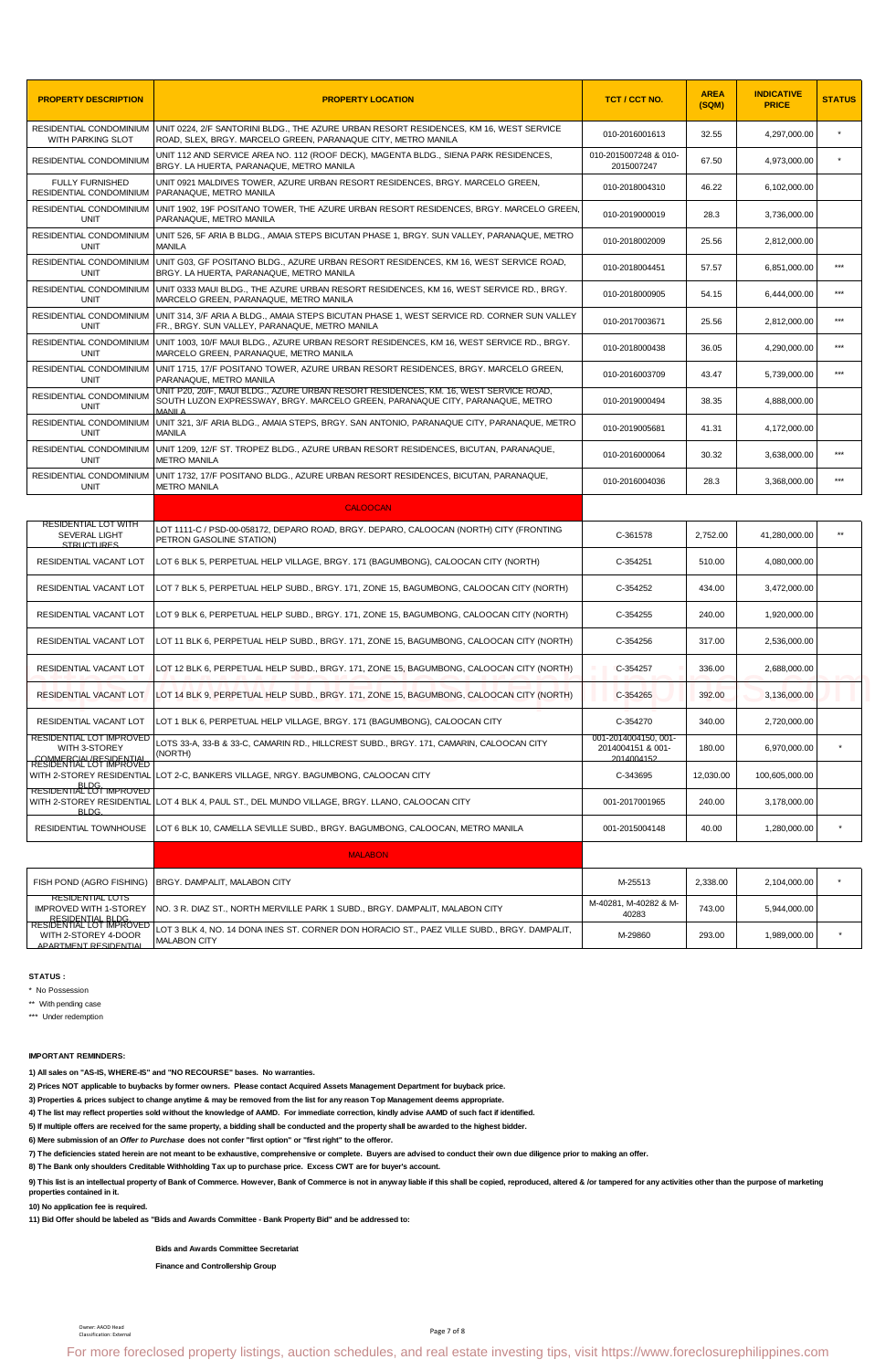| PROPERTY DESCRIPTION | PROPERTY LOCATION | TCT / CCT NO. | AREA (SQM) | INDICATIVE PRICE | STATUS |
|---|---|---|---|---|---|
| RESIDENTIAL CONDOMINIUM WITH PARKING SLOT | UNIT 0224, 2/F SANTORINI BLDG., THE AZURE URBAN RESORT RESIDENCES, KM 16, WEST SERVICE ROAD, SLEX, BRGY. MARCELO GREEN, PARANAQUE CITY, METRO MANILA | 010-2016001613 | 32.55 | 4,297,000.00 | * |
| RESIDENTIAL CONDOMINIUM | UNIT 112 AND SERVICE AREA NO. 112 (ROOF DECK), MAGENTA BLDG., SIENA PARK RESIDENCES, BRGY. LA HUERTA, PARANAQUE, METRO MANILA | 010-2015007248 & 010-2015007247 | 67.50 | 4,973,000.00 | * |
| FULLY FURNISHED RESIDENTIAL CONDOMINIUM | UNIT 0921 MALDIVES TOWER, AZURE URBAN RESORT RESIDENCES, BRGY. MARCELO GREEN, PARANAQUE, METRO MANILA | 010-2018004310 | 46.22 | 6,102,000.00 | |
| RESIDENTIAL CONDOMINIUM UNIT | UNIT 1902, 19F POSITANO TOWER, THE AZURE URBAN RESORT RESIDENCES, BRGY. MARCELO GREEN, PARANAQUE, METRO MANILA | 010-2019000019 | 28.3 | 3,736,000.00 | |
| RESIDENTIAL CONDOMINIUM UNIT | UNIT 526, 5F ARIA B BLDG., AMAIA STEPS BICUTAN PHASE 1, BRGY. SUN VALLEY, PARANAQUE, METRO MANILA | 010-2018002009 | 25.56 | 2,812,000.00 | |
| RESIDENTIAL CONDOMINIUM UNIT | UNIT G03, GF POSITANO BLDG., AZURE URBAN RESORT RESIDENCES, KM 16, WEST SERVICE ROAD, BRGY. LA HUERTA, PARANAQUE, METRO MANILA | 010-2018004451 | 57.57 | 6,851,000.00 | *** |
| RESIDENTIAL CONDOMINIUM UNIT | UNIT 0333 MAUI BLDG., THE AZURE URBAN RESORT RESIDENCES, KM 16, WEST SERVICE RD., BRGY. MARCELO GREEN, PARANAQUE, METRO MANILA | 010-2018000905 | 54.15 | 6,444,000.00 | *** |
| RESIDENTIAL CONDOMINIUM UNIT | UNIT 314, 3/F ARIA A BLDG., AMAIA STEPS BICUTAN PHASE 1, WEST SERVICE RD. CORNER SUN VALLEY FR., BRGY. SUN VALLEY, PARANAQUE, METRO MANILA | 010-2017003671 | 25.56 | 2,812,000.00 | *** |
| RESIDENTIAL CONDOMINIUM UNIT | UNIT 1003, 10/F MAUI BLDG., AZURE URBAN RESORT RESIDENCES, KM 16, WEST SERVICE RD., BRGY. MARCELO GREEN, PARANAQUE, METRO MANILA | 010-2018000438 | 36.05 | 4,290,000.00 | *** |
| RESIDENTIAL CONDOMINIUM UNIT | UNIT 1715, 17/F POSITANO TOWER, AZURE URBAN RESORT RESIDENCES, BRGY. MARCELO GREEN, PARANAQUE, METRO MANILA | 010-2016003709 | 43.47 | 5,739,000.00 | *** |
| RESIDENTIAL CONDOMINIUM UNIT | UNIT P20, 20/F, MAUI BLDG., AZURE URBAN RESORT RESIDENCES, KM. 16, WEST SERVICE ROAD, SOUTH LUZON EXPRESSWAY, BRGY. MARCELO GREEN, PARANAQUE CITY, PARANAQUE, METRO MANILA | 010-2019000494 | 38.35 | 4,888,000.00 | |
| RESIDENTIAL CONDOMINIUM UNIT | UNIT 321, 3/F ARIA BLDG., AMAIA STEPS, BRGY. SAN ANTONIO, PARANAQUE CITY, PARANAQUE, METRO MANILA | 010-2019005681 | 41.31 | 4,172,000.00 | |
| RESIDENTIAL CONDOMINIUM UNIT | UNIT 1209, 12/F ST. TROPEZ BLDG., AZURE URBAN RESORT RESIDENCES, BICUTAN, PARANAQUE, METRO MANILA | 010-2016000064 | 30.32 | 3,638,000.00 | *** |
| RESIDENTIAL CONDOMINIUM UNIT | UNIT 1732, 17/F POSITANO BLDG., AZURE URBAN RESORT RESIDENCES, BICUTAN, PARANAQUE, METRO MANILA | 010-2016004036 | 28.3 | 3,368,000.00 | *** |
| | **CALOOCAN** | | | | |
| RESIDENTIAL LOT WITH SEVERAL LIGHT STRUCTURES | LOT 1111-C / PSD-00-058172, DEPARO ROAD, BRGY. DEPARO, CALOOCAN (NORTH) CITY (FRONTING PETRON GASOLINE STATION) | C-361578 | 2,752.00 | 41,280,000.00 | ** |
| RESIDENTIAL VACANT LOT | LOT 6 BLK 5, PERPETUAL HELP VILLAGE, BRGY. 171 (BAGUMBONG), CALOOCAN CITY (NORTH) | C-354251 | 510.00 | 4,080,000.00 | |
| RESIDENTIAL VACANT LOT | LOT 7 BLK 5, PERPETUAL HELP SUBD., BRGY. 171, ZONE 15, BAGUMBONG, CALOOCAN CITY (NORTH) | C-354252 | 434.00 | 3,472,000.00 | |
| RESIDENTIAL VACANT LOT | LOT 9 BLK 6, PERPETUAL HELP SUBD., BRGY. 171, ZONE 15, BAGUMBONG, CALOOCAN CITY (NORTH) | C-354255 | 240.00 | 1,920,000.00 | |
| RESIDENTIAL VACANT LOT | LOT 11 BLK 6, PERPETUAL HELP SUBD., BRGY. 171, ZONE 15, BAGUMBONG, CALOOCAN CITY (NORTH) | C-354256 | 317.00 | 2,536,000.00 | |
| RESIDENTIAL VACANT LOT | LOT 12 BLK 6, PERPETUAL HELP SUBD., BRGY. 171, ZONE 15, BAGUMBONG, CALOOCAN CITY (NORTH) | C-354257 | 336.00 | 2,688,000.00 | |
| RESIDENTIAL VACANT LOT | LOT 14 BLK 9, PERPETUAL HELP SUBD., BRGY. 171, ZONE 15, BAGUMBONG, CALOOCAN CITY (NORTH) | C-354265 | 392.00 | 3,136,000.00 | |
| RESIDENTIAL VACANT LOT | LOT 1 BLK 6, PERPETUAL HELP VILLAGE, BRGY. 171 (BAGUMBONG), CALOOCAN CITY | C-354270 | 340.00 | 2,720,000.00 | |
| RESIDENTIAL LOT IMPROVED WITH 3-STOREY COMMERCIAL/RESIDENTIAL | LOTS 33-A, 33-B & 33-C, CAMARIN RD., HILLCREST SUBD., BRGY. 171, CAMARIN, CALOOCAN CITY (NORTH) | 001-2014004150, 001-2014004151 & 001-2014004152 | 180.00 | 6,970,000.00 | * |
| RESIDENTIAL LOT IMPROVED WITH 2-STOREY RESIDENTIAL BLDG. | LOT 2-C, BANKERS VILLAGE, NRGY. BAGUMBONG, CALOOCAN CITY | C-343695 | 12,030.00 | 100,605,000.00 | |
| RESIDENTIAL LOT IMPROVED WITH 2-STOREY RESIDENTIAL BLDG. | LOT 4 BLK 4, PAUL ST., DEL MUNDO VILLAGE, BRGY. LLANO, CALOOCAN CITY | 001-2017001965 | 240.00 | 3,178,000.00 | |
| RESIDENTIAL TOWNHOUSE | LOT 6 BLK 10, CAMELLA SEVILLE SUBD., BRGY. BAGUMBONG, CALOOCAN, METRO MANILA | 001-2015004148 | 40.00 | 1,280,000.00 | * |
| | **MALABON** | | | | |
| FISH POND (AGRO FISHING) | BRGY. DAMPALIT, MALABON CITY | M-25513 | 2,338.00 | 2,104,000.00 | * |
| RESIDENTIAL LOTS IMPROVED WITH 1-STOREY RESIDENTIAL BLDG. | NO. 3 R. DIAZ ST., NORTH MERVILLE PARK 1 SUBD., BRGY. DAMPALIT, MALABON CITY | M-40281, M-40282 & M-40283 | 743.00 | 5,944,000.00 | |
| RESIDENTIAL LOT IMPROVED WITH 2-STOREY 4-DOOR APARTMENT RESIDENTIAL | LOT 3 BLK 4, NO. 14 DONA INES ST. CORNER DON HORACIO ST., PAEZ VILLE SUBD., BRGY. DAMPALIT, MALABON CITY | M-29860 | 293.00 | 1,989,000.00 | * |

**STATUS :**

* No Possession
** With pending case
*** Under redemption

**IMPORTANT REMINDERS:**

**1) All sales on "AS-IS, WHERE-IS" and "NO RECOURSE" bases. No warranties.**

**2) Prices NOT applicable to buybacks by former owners. Please contact Acquired Assets Management Department for buyback price.**

**3) Properties & prices subject to change anytime & may be removed from the list for any reason Top Management deems appropriate.**

**4) The list may reflect properties sold without the knowledge of AAMD. For immediate correction, kindly advise AAMD of such fact if identified.**

**5) If multiple offers are received for the same property, a bidding shall be conducted and the property shall be awarded to the highest bidder.**

**6) Mere submission of an *Offer to Purchase* does not confer "first option" or "first right" to the offeror.**

**7) The deficiencies stated herein are not meant to be exhaustive, comprehensive or complete. Buyers are advised to conduct their own due diligence prior to making an offer.**

**8) The Bank only shoulders Creditable Withholding Tax up to purchase price. Excess CWT are for buyer's account.**

**9) This list is an intellectual property of Bank of Commerce. However, Bank of Commerce is not in anyway liable if this shall be copied, reproduced, altered & /or tampered for any activities other than the purpose of marketing properties contained in it.**

**10) No application fee is required.**

**11) Bid Offer should be labeled as "Bids and Awards Committee - Bank Property Bid" and be addressed to:**

**Bids and Awards Committee Secretariat**

**Finance and Controllership Group**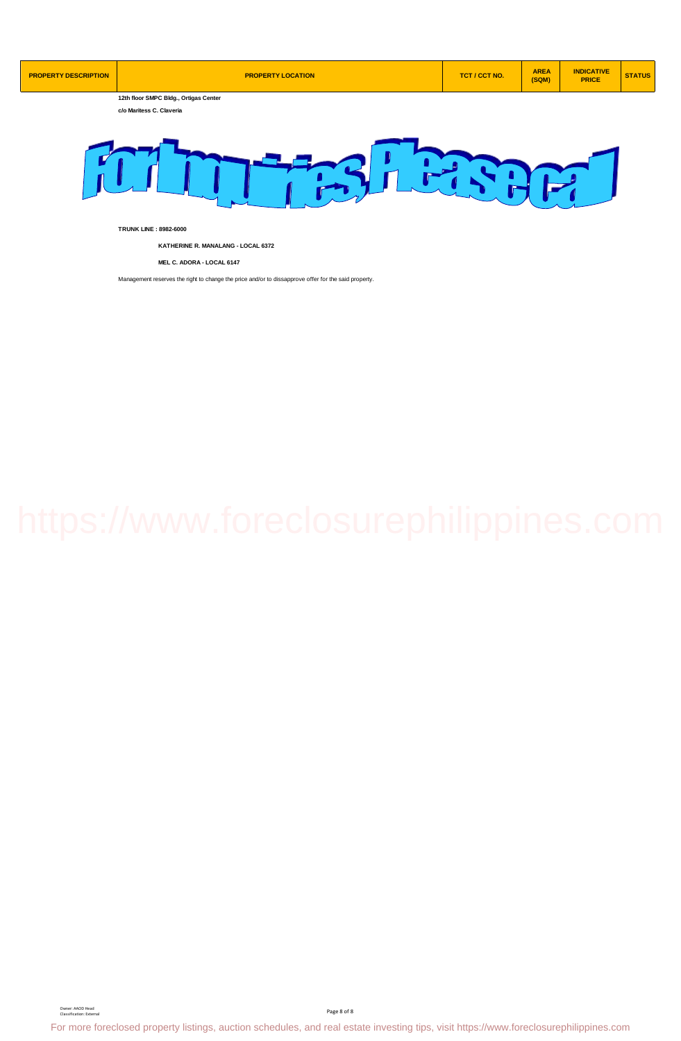| PROPERTY DESCRIPTION | PROPERTY LOCATION | TCT / CCT NO. | AREA (SQM) | INDICATIVE PRICE | STATUS |
|---|---|---|---|---|---|

**12th floor SMPC Bldg., Ortigas Center**

**c/o Maritess C. Claveria**

# For Inquiries, Please call

**TRUNK LINE : 8982-6000**

**KATHERINE R. MANALANG - LOCAL 6372**

**MEL C. ADORA - LOCAL 6147**

Management reserves the right to change the price and/or to dissapprove offer for the said property.

https://www.foreclosurephilippines.com

Owner: AAOD Head
Classification: External

For more foreclosed property listings, auction schedules, and real estate investing tips, visit https://www.foreclosurephilippines.com